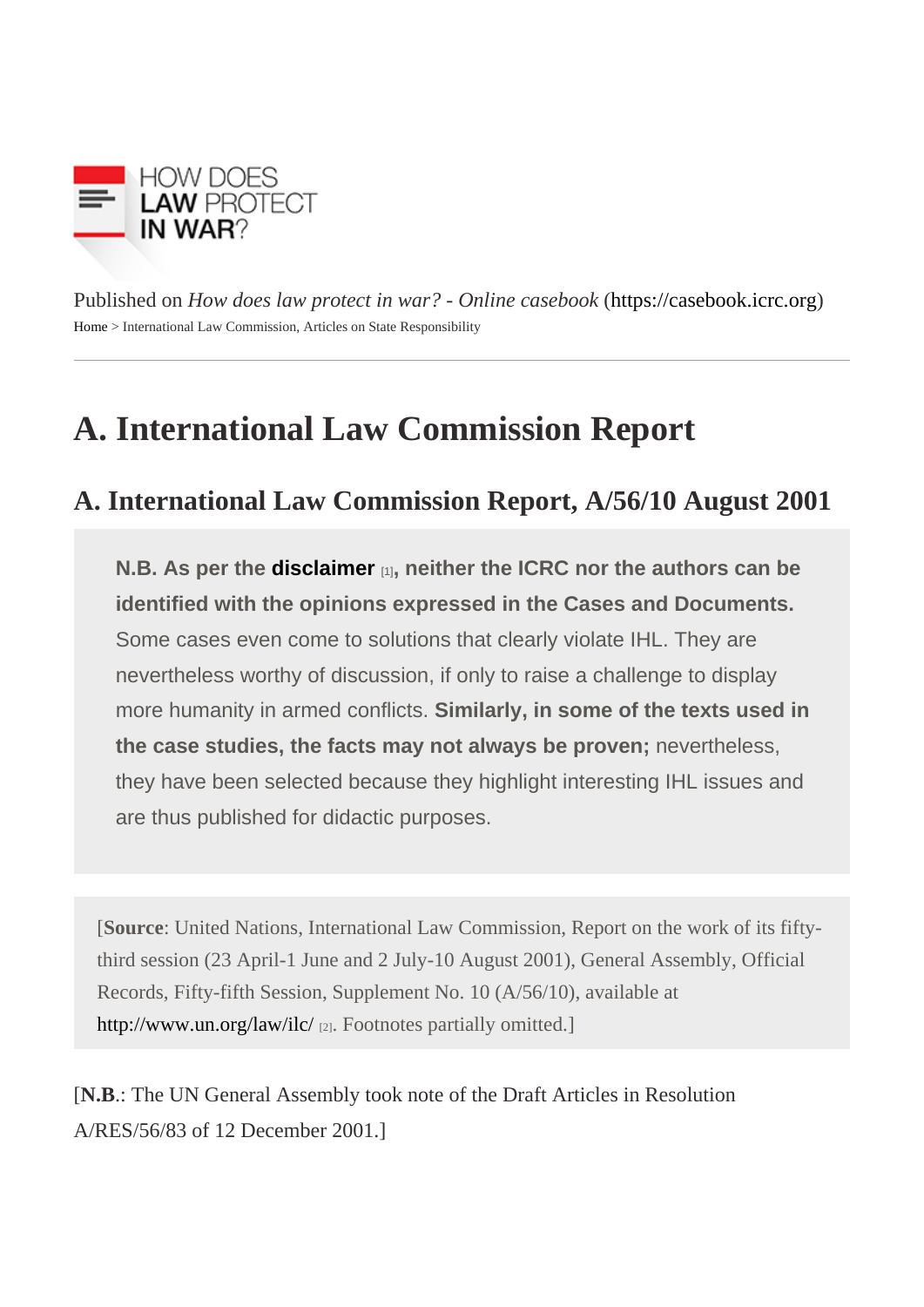HOW DOES LAW PROTECT IN WAR?

Published on *How does law protect in war? - Online casebook* (https://casebook.icrc.org)

Home > International Law Commission, Articles on State Responsibility

# A. International Law Commission Report

## A. International Law Commission Report, A/56/10 August 2001

**N.B. As per the disclaimer [1], neither the ICRC nor the authors can be identified with the opinions expressed in the Cases and Documents.** Some cases even come to solutions that clearly violate IHL. They are nevertheless worthy of discussion, if only to raise a challenge to display more humanity in armed conflicts. **Similarly, in some of the texts used in the case studies, the facts may not always be proven;** nevertheless, they have been selected because they highlight interesting IHL issues and are thus published for didactic purposes.

[**Source**: United Nations, International Law Commission, Report on the work of its fifty-third session (23 April-1 June and 2 July-10 August 2001), General Assembly, Official Records, Fifty-fifth Session, Supplement No. 10 (A/56/10), available at http://www.un.org/law/ilc/ [2]. Footnotes partially omitted.]

[**N.B.**: The UN General Assembly took note of the Draft Articles in Resolution A/RES/56/83 of 12 December 2001.]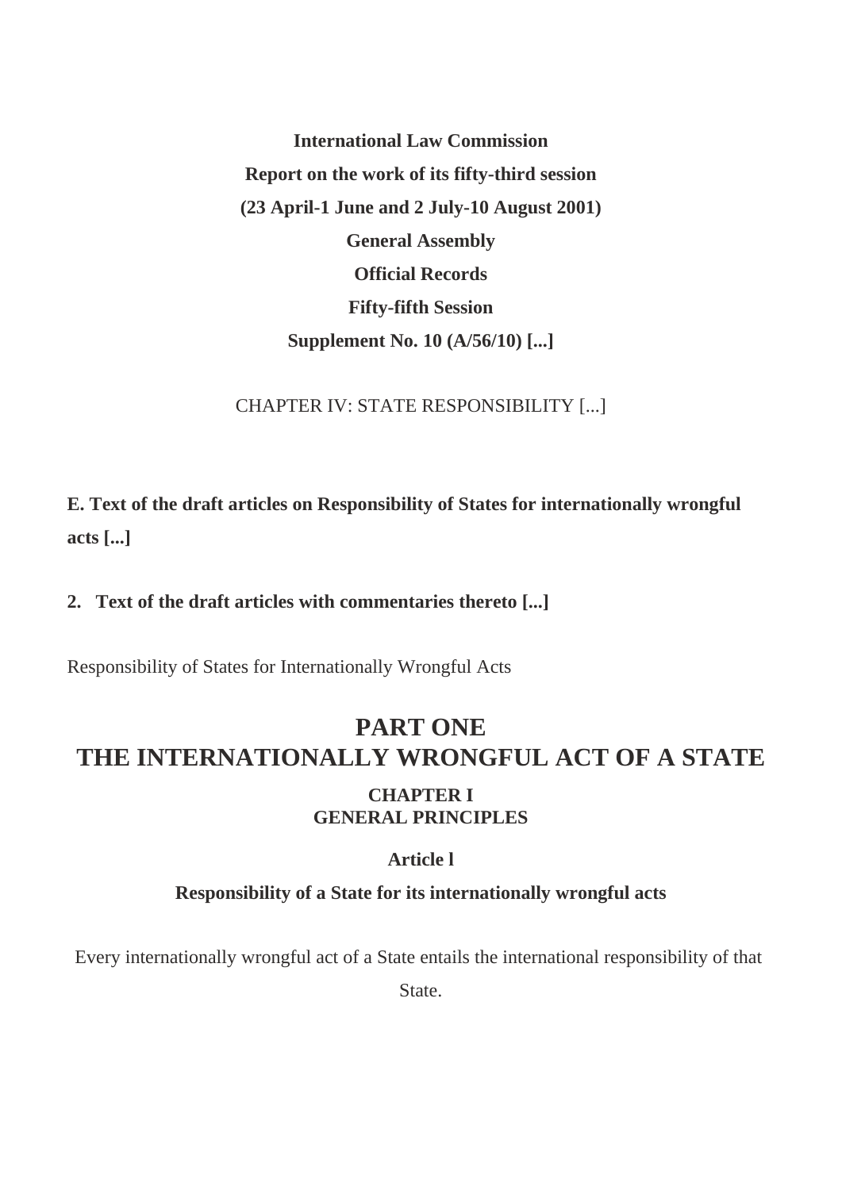**International Law Commission**

**Report on the work of its fifty-third session**

**(23 April-1 June and 2 July-10 August 2001)**

**General Assembly**

**Official Records**

**Fifty-fifth Session**

**Supplement No. 10 (A/56/10) [...]**

CHAPTER IV: STATE RESPONSIBILITY [...]

**E. Text of the draft articles on Responsibility of States for internationally wrongful acts [...]**

**2. Text of the draft articles with commentaries thereto [...]**

Responsibility of States for Internationally Wrongful Acts

# PART ONE
# THE INTERNATIONALLY WRONGFUL ACT OF A STATE

## CHAPTER I
## GENERAL PRINCIPLES

### Article l

### Responsibility of a State for its internationally wrongful acts

Every internationally wrongful act of a State entails the international responsibility of that State.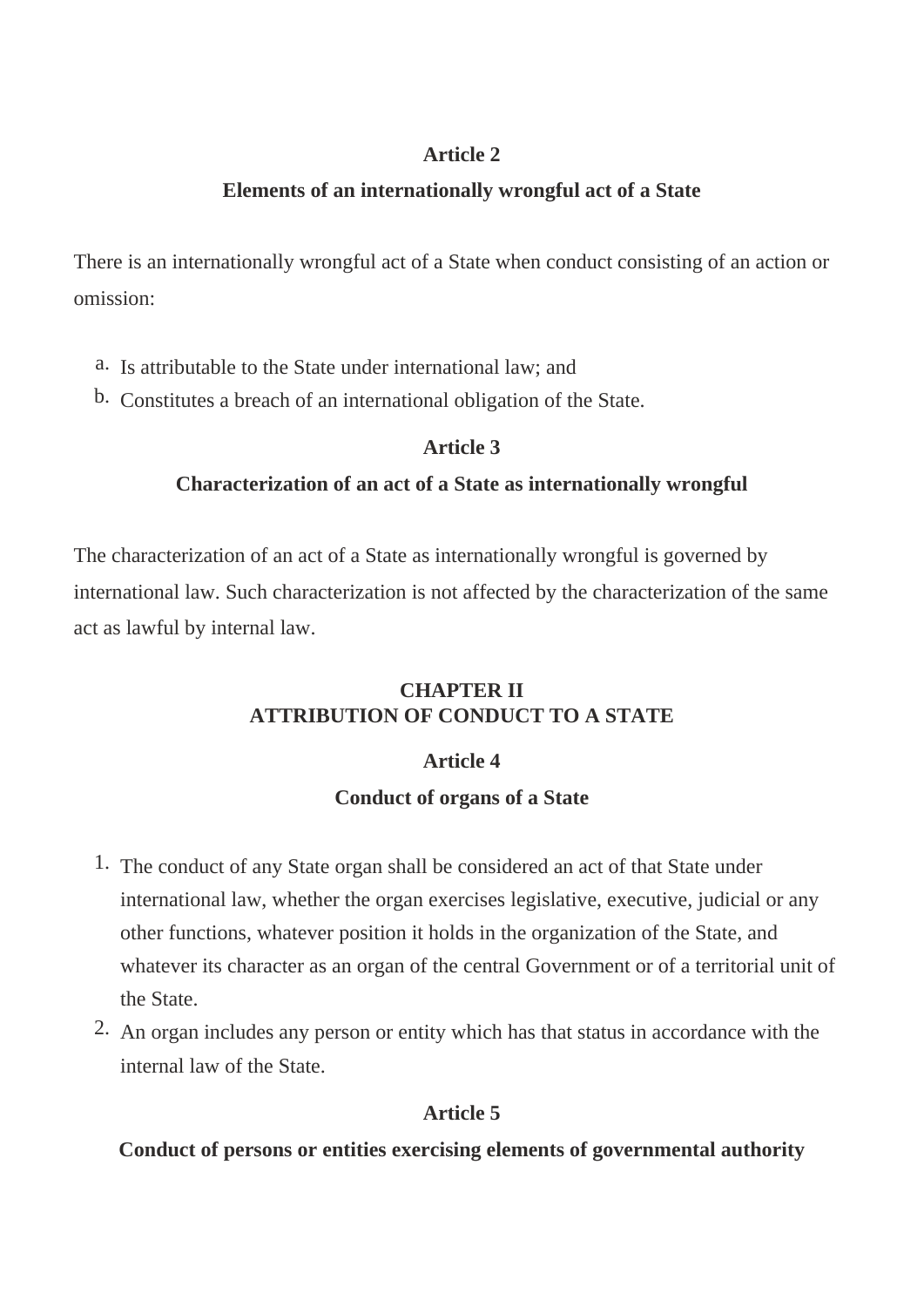### Article 2

### Elements of an internationally wrongful act of a State

There is an internationally wrongful act of a State when conduct consisting of an action or omission:

a. Is attributable to the State under international law; and
b. Constitutes a breach of an international obligation of the State.

### Article 3

### Characterization of an act of a State as internationally wrongful

The characterization of an act of a State as internationally wrongful is governed by international law. Such characterization is not affected by the characterization of the same act as lawful by internal law.

## CHAPTER II
## ATTRIBUTION OF CONDUCT TO A STATE

### Article 4

### Conduct of organs of a State

1. The conduct of any State organ shall be considered an act of that State under international law, whether the organ exercises legislative, executive, judicial or any other functions, whatever position it holds in the organization of the State, and whatever its character as an organ of the central Government or of a territorial unit of the State.
2. An organ includes any person or entity which has that status in accordance with the internal law of the State.

### Article 5

### Conduct of persons or entities exercising elements of governmental authority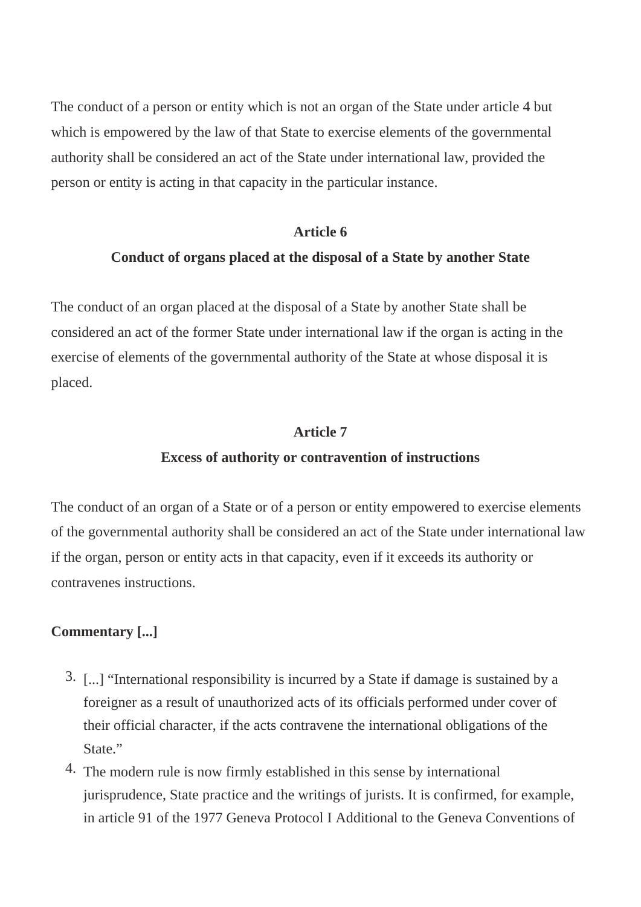The conduct of a person or entity which is not an organ of the State under article 4 but which is empowered by the law of that State to exercise elements of the governmental authority shall be considered an act of the State under international law, provided the person or entity is acting in that capacity in the particular instance.

**Article 6**

**Conduct of organs placed at the disposal of a State by another State**

The conduct of an organ placed at the disposal of a State by another State shall be considered an act of the former State under international law if the organ is acting in the exercise of elements of the governmental authority of the State at whose disposal it is placed.

**Article 7**

**Excess of authority or contravention of instructions**

The conduct of an organ of a State or of a person or entity empowered to exercise elements of the governmental authority shall be considered an act of the State under international law if the organ, person or entity acts in that capacity, even if it exceeds its authority or contravenes instructions.

**Commentary [...]**

3. [...] "International responsibility is incurred by a State if damage is sustained by a foreigner as a result of unauthorized acts of its officials performed under cover of their official character, if the acts contravene the international obligations of the State."
4. The modern rule is now firmly established in this sense by international jurisprudence, State practice and the writings of jurists. It is confirmed, for example, in article 91 of the 1977 Geneva Protocol I Additional to the Geneva Conventions of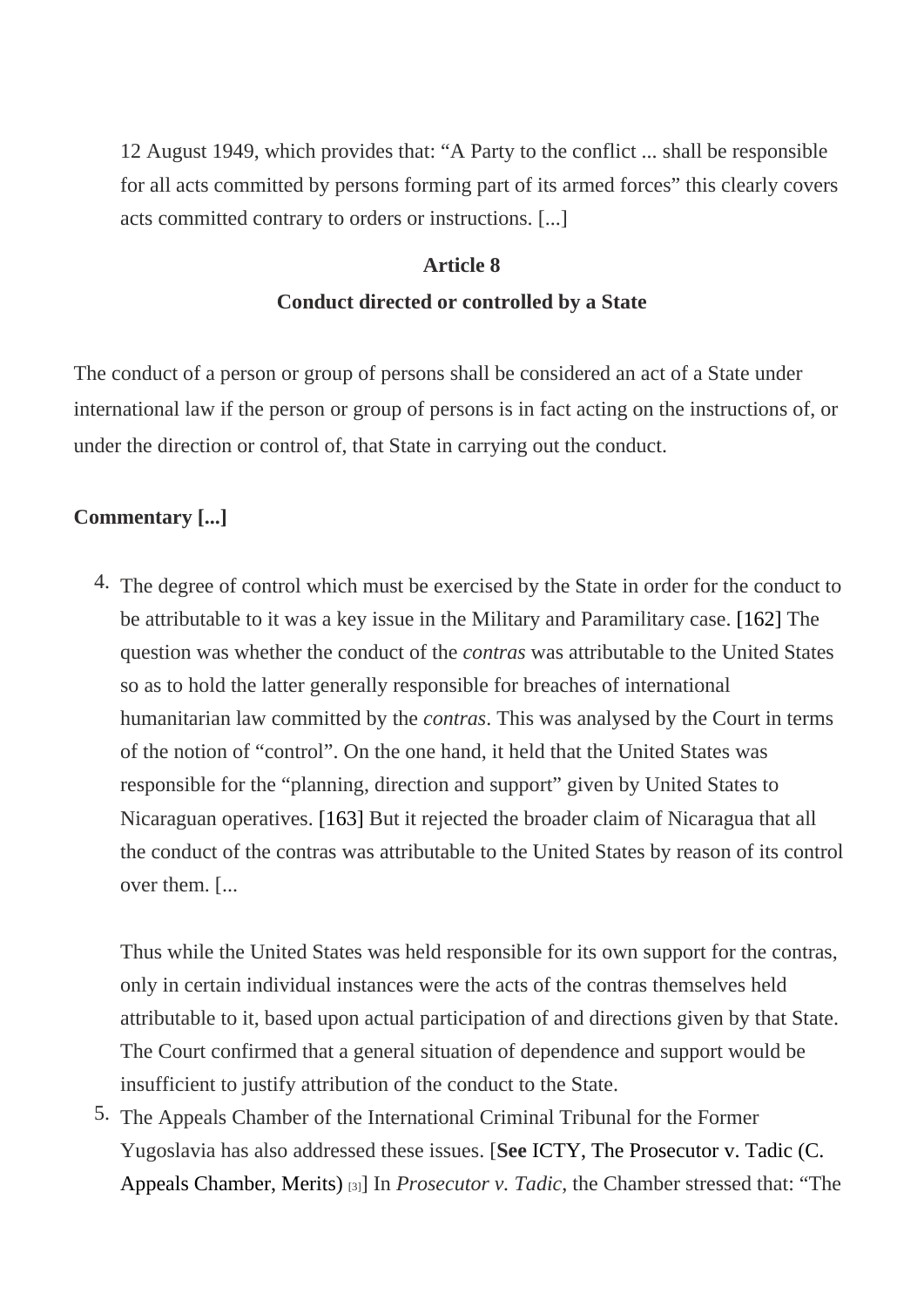12 August 1949, which provides that: “A Party to the conflict ... shall be responsible for all acts committed by persons forming part of its armed forces” this clearly covers acts committed contrary to orders or instructions. [...]

**Article 8**

**Conduct directed or controlled by a State**

The conduct of a person or group of persons shall be considered an act of a State under international law if the person or group of persons is in fact acting on the instructions of, or under the direction or control of, that State in carrying out the conduct.

**Commentary [...]**

4. The degree of control which must be exercised by the State in order for the conduct to be attributable to it was a key issue in the Military and Paramilitary case. [162] The question was whether the conduct of the *contras* was attributable to the United States so as to hold the latter generally responsible for breaches of international humanitarian law committed by the *contras*. This was analysed by the Court in terms of the notion of “control”. On the one hand, it held that the United States was responsible for the “planning, direction and support” given by United States to Nicaraguan operatives. [163] But it rejected the broader claim of Nicaragua that all the conduct of the contras was attributable to the United States by reason of its control over them. [...

   Thus while the United States was held responsible for its own support for the contras, only in certain individual instances were the acts of the contras themselves held attributable to it, based upon actual participation of and directions given by that State. The Court confirmed that a general situation of dependence and support would be insufficient to justify attribution of the conduct to the State.

5. The Appeals Chamber of the International Criminal Tribunal for the Former Yugoslavia has also addressed these issues. [**See** ICTY, The Prosecutor v. Tadic (C. Appeals Chamber, Merits) [3]] In *Prosecutor v. Tadic*, the Chamber stressed that: “The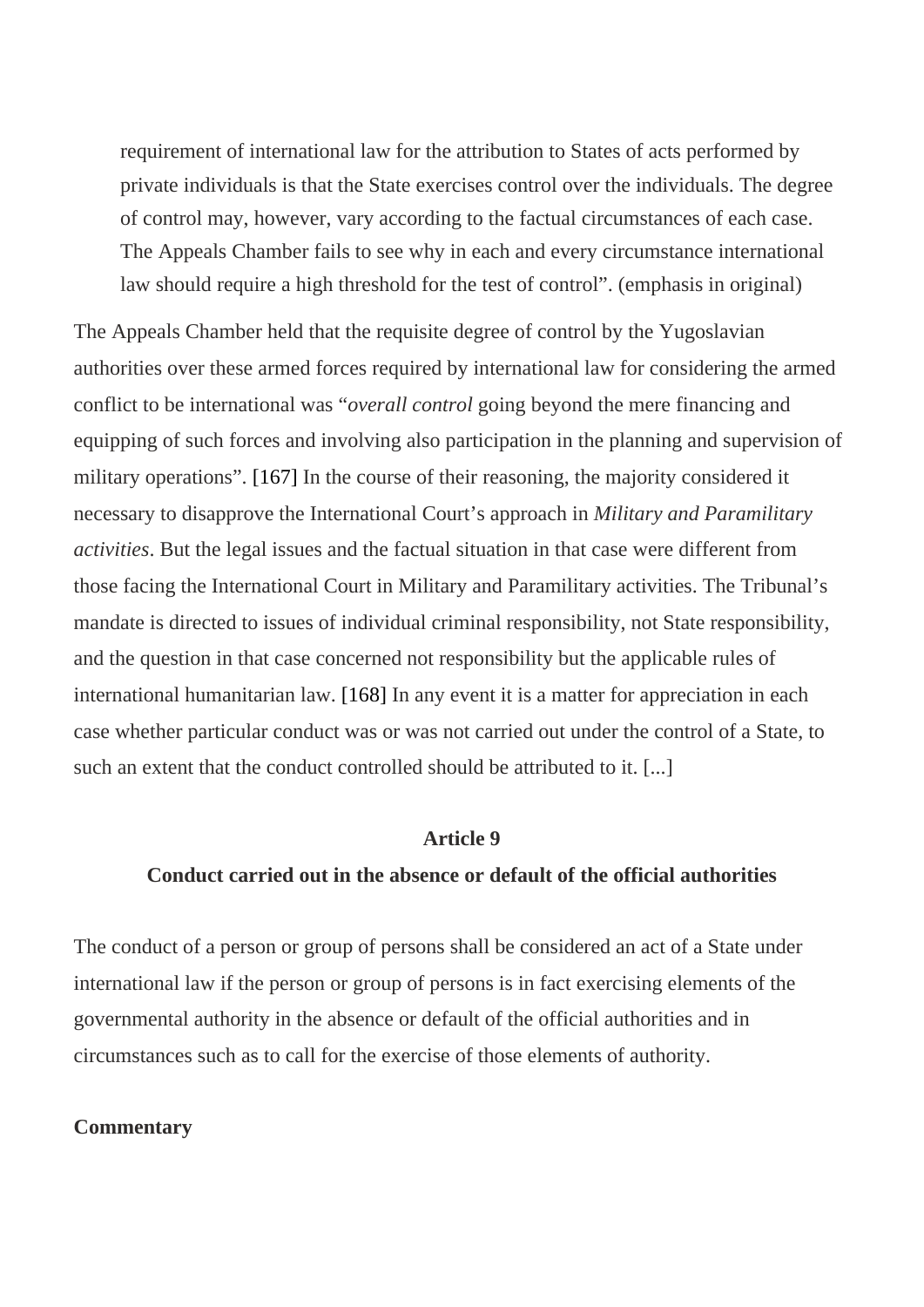> requirement of international law for the attribution to States of acts performed by private individuals is that the State exercises control over the individuals. The degree of control may, however, vary according to the factual circumstances of each case. The Appeals Chamber fails to see why in each and every circumstance international law should require a high threshold for the test of control". (emphasis in original)

The Appeals Chamber held that the requisite degree of control by the Yugoslavian authorities over these armed forces required by international law for considering the armed conflict to be international was "*overall control* going beyond the mere financing and equipping of such forces and involving also participation in the planning and supervision of military operations". [167] In the course of their reasoning, the majority considered it necessary to disapprove the International Court's approach in *Military and Paramilitary activities*. But the legal issues and the factual situation in that case were different from those facing the International Court in Military and Paramilitary activities. The Tribunal's mandate is directed to issues of individual criminal responsibility, not State responsibility, and the question in that case concerned not responsibility but the applicable rules of international humanitarian law. [168] In any event it is a matter for appreciation in each case whether particular conduct was or was not carried out under the control of a State, to such an extent that the conduct controlled should be attributed to it. [...]

## Article 9

## Conduct carried out in the absence or default of the official authorities

The conduct of a person or group of persons shall be considered an act of a State under international law if the person or group of persons is in fact exercising elements of the governmental authority in the absence or default of the official authorities and in circumstances such as to call for the exercise of those elements of authority.

**Commentary**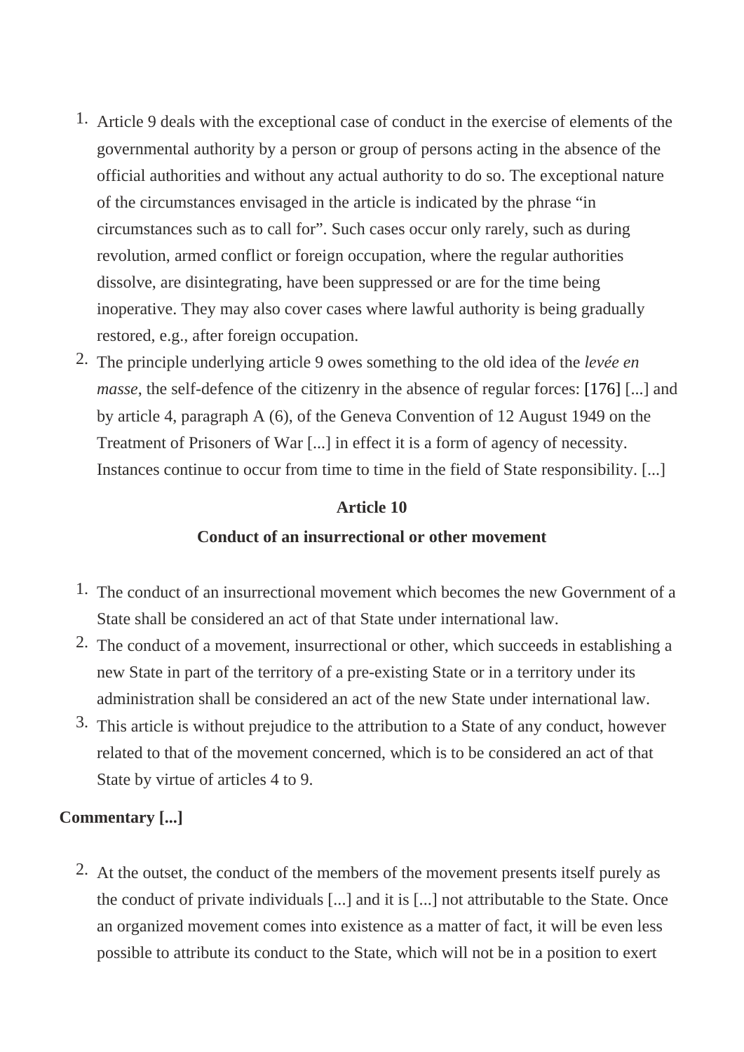1. Article 9 deals with the exceptional case of conduct in the exercise of elements of the governmental authority by a person or group of persons acting in the absence of the official authorities and without any actual authority to do so. The exceptional nature of the circumstances envisaged in the article is indicated by the phrase "in circumstances such as to call for". Such cases occur only rarely, such as during revolution, armed conflict or foreign occupation, where the regular authorities dissolve, are disintegrating, have been suppressed or are for the time being inoperative. They may also cover cases where lawful authority is being gradually restored, e.g., after foreign occupation.
2. The principle underlying article 9 owes something to the old idea of the *levée en masse*, the self-defence of the citizenry in the absence of regular forces: [176] [...] and by article 4, paragraph A (6), of the Geneva Convention of 12 August 1949 on the Treatment of Prisoners of War [...] in effect it is a form of agency of necessity. Instances continue to occur from time to time in the field of State responsibility. [...]

**Article 10**

**Conduct of an insurrectional or other movement**

1. The conduct of an insurrectional movement which becomes the new Government of a State shall be considered an act of that State under international law.
2. The conduct of a movement, insurrectional or other, which succeeds in establishing a new State in part of the territory of a pre-existing State or in a territory under its administration shall be considered an act of the new State under international law.
3. This article is without prejudice to the attribution to a State of any conduct, however related to that of the movement concerned, which is to be considered an act of that State by virtue of articles 4 to 9.

**Commentary [...]**

2. At the outset, the conduct of the members of the movement presents itself purely as the conduct of private individuals [...] and it is [...] not attributable to the State. Once an organized movement comes into existence as a matter of fact, it will be even less possible to attribute its conduct to the State, which will not be in a position to exert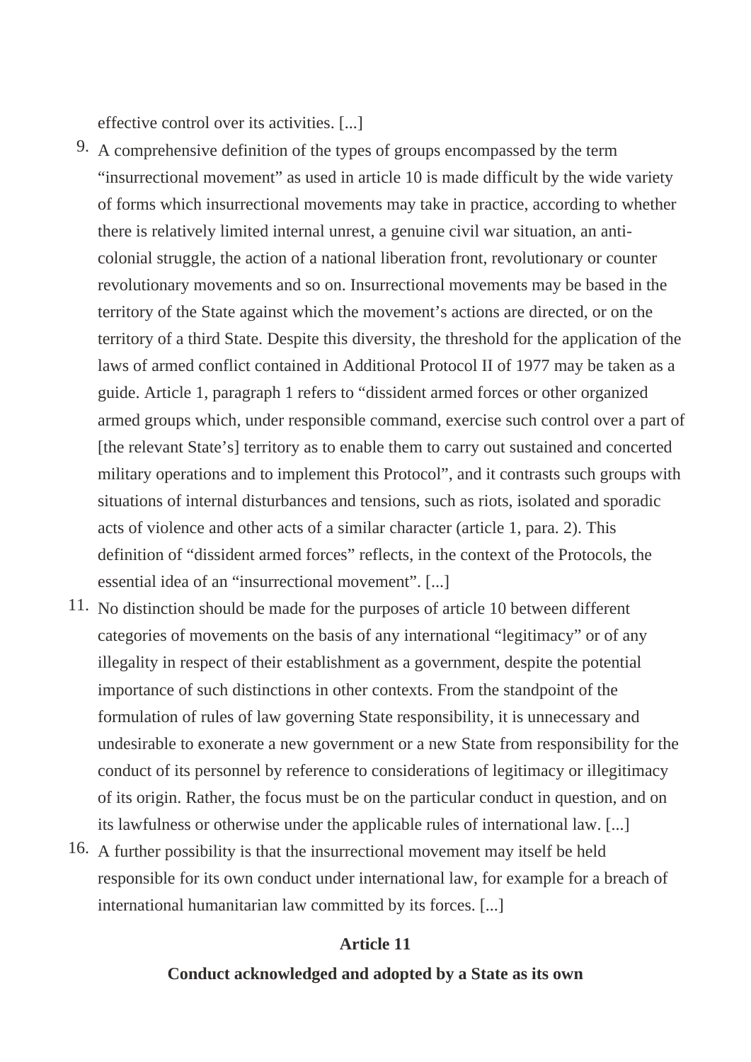effective control over its activities. [...]

9. A comprehensive definition of the types of groups encompassed by the term “insurrectional movement” as used in article 10 is made difficult by the wide variety of forms which insurrectional movements may take in practice, according to whether there is relatively limited internal unrest, a genuine civil war situation, an anti-colonial struggle, the action of a national liberation front, revolutionary or counter revolutionary movements and so on. Insurrectional movements may be based in the territory of the State against which the movement’s actions are directed, or on the territory of a third State. Despite this diversity, the threshold for the application of the laws of armed conflict contained in Additional Protocol II of 1977 may be taken as a guide. Article 1, paragraph 1 refers to “dissident armed forces or other organized armed groups which, under responsible command, exercise such control over a part of [the relevant State’s] territory as to enable them to carry out sustained and concerted military operations and to implement this Protocol”, and it contrasts such groups with situations of internal disturbances and tensions, such as riots, isolated and sporadic acts of violence and other acts of a similar character (article 1, para. 2). This definition of “dissident armed forces” reflects, in the context of the Protocols, the essential idea of an “insurrectional movement”. [...]

11. No distinction should be made for the purposes of article 10 between different categories of movements on the basis of any international “legitimacy” or of any illegality in respect of their establishment as a government, despite the potential importance of such distinctions in other contexts. From the standpoint of the formulation of rules of law governing State responsibility, it is unnecessary and undesirable to exonerate a new government or a new State from responsibility for the conduct of its personnel by reference to considerations of legitimacy or illegitimacy of its origin. Rather, the focus must be on the particular conduct in question, and on its lawfulness or otherwise under the applicable rules of international law. [...]

16. A further possibility is that the insurrectional movement may itself be held responsible for its own conduct under international law, for example for a breach of international humanitarian law committed by its forces. [...]

**Article 11**

**Conduct acknowledged and adopted by a State as its own**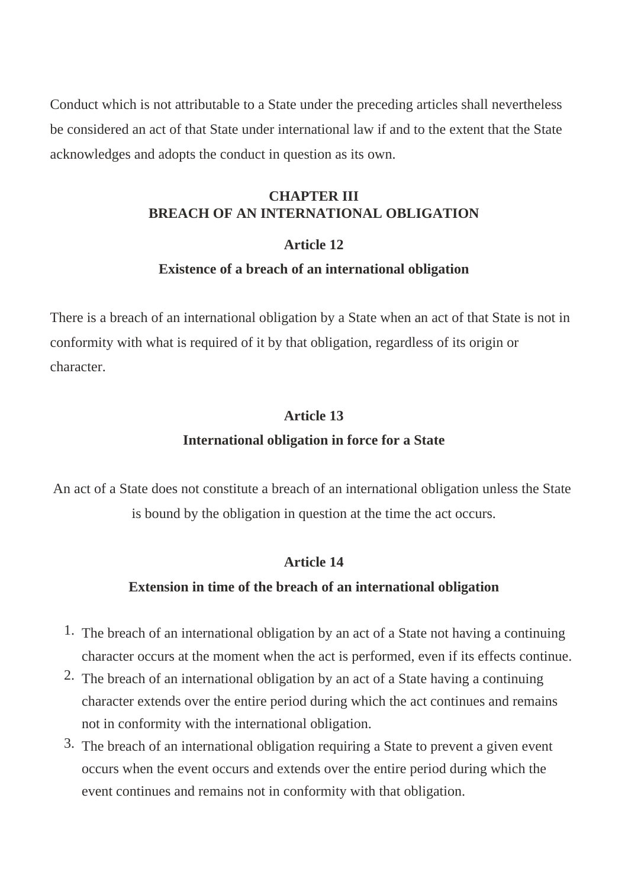Conduct which is not attributable to a State under the preceding articles shall nevertheless be considered an act of that State under international law if and to the extent that the State acknowledges and adopts the conduct in question as its own.

## CHAPTER III
## BREACH OF AN INTERNATIONAL OBLIGATION

### Article 12

### Existence of a breach of an international obligation

There is a breach of an international obligation by a State when an act of that State is not in conformity with what is required of it by that obligation, regardless of its origin or character.

### Article 13

### International obligation in force for a State

An act of a State does not constitute a breach of an international obligation unless the State is bound by the obligation in question at the time the act occurs.

### Article 14

### Extension in time of the breach of an international obligation

1. The breach of an international obligation by an act of a State not having a continuing character occurs at the moment when the act is performed, even if its effects continue.
2. The breach of an international obligation by an act of a State having a continuing character extends over the entire period during which the act continues and remains not in conformity with the international obligation.
3. The breach of an international obligation requiring a State to prevent a given event occurs when the event occurs and extends over the entire period during which the event continues and remains not in conformity with that obligation.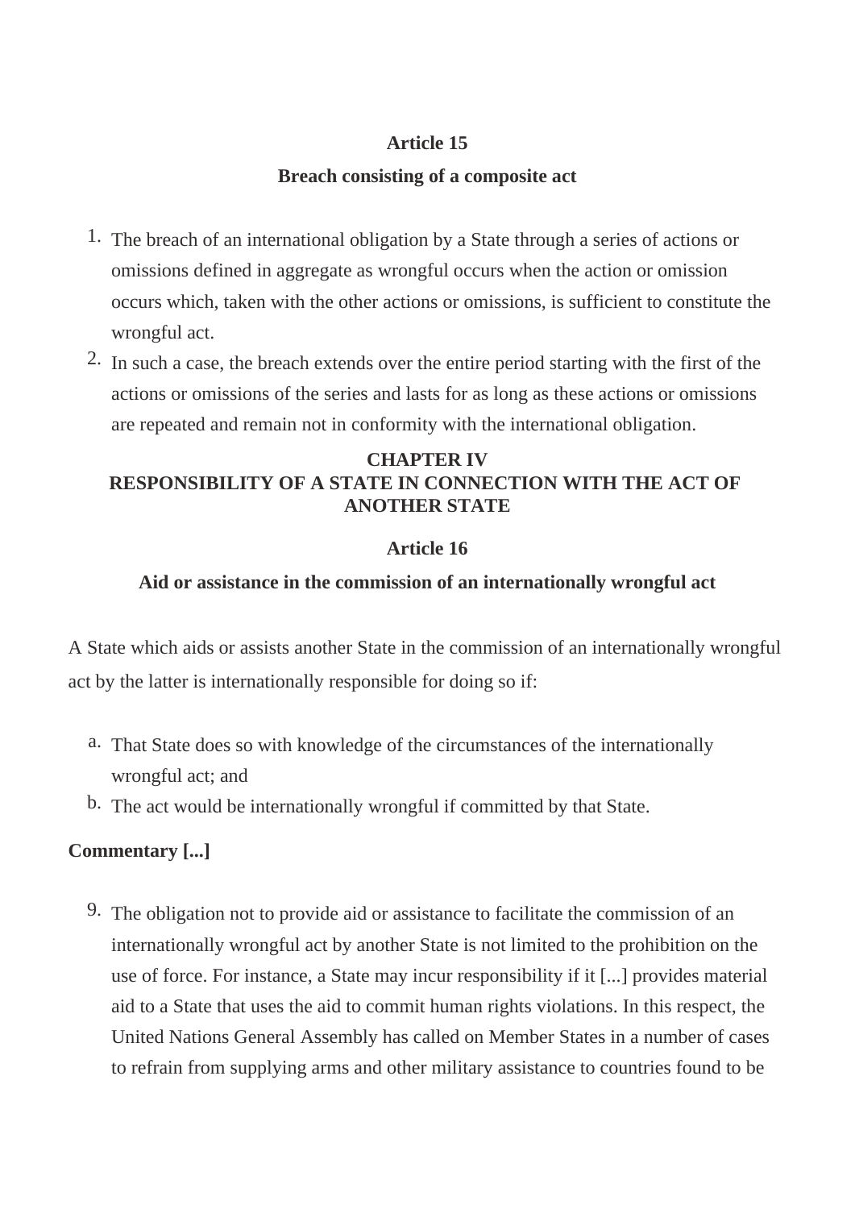### Article 15

### Breach consisting of a composite act

1. The breach of an international obligation by a State through a series of actions or omissions defined in aggregate as wrongful occurs when the action or omission occurs which, taken with the other actions or omissions, is sufficient to constitute the wrongful act.
2. In such a case, the breach extends over the entire period starting with the first of the actions or omissions of the series and lasts for as long as these actions or omissions are repeated and remain not in conformity with the international obligation.

## CHAPTER IV
## RESPONSIBILITY OF A STATE IN CONNECTION WITH THE ACT OF ANOTHER STATE

### Article 16

### Aid or assistance in the commission of an internationally wrongful act

A State which aids or assists another State in the commission of an internationally wrongful act by the latter is internationally responsible for doing so if:

a. That State does so with knowledge of the circumstances of the internationally wrongful act; and
b. The act would be internationally wrongful if committed by that State.

**Commentary [...]**

9. The obligation not to provide aid or assistance to facilitate the commission of an internationally wrongful act by another State is not limited to the prohibition on the use of force. For instance, a State may incur responsibility if it [...] provides material aid to a State that uses the aid to commit human rights violations. In this respect, the United Nations General Assembly has called on Member States in a number of cases to refrain from supplying arms and other military assistance to countries found to be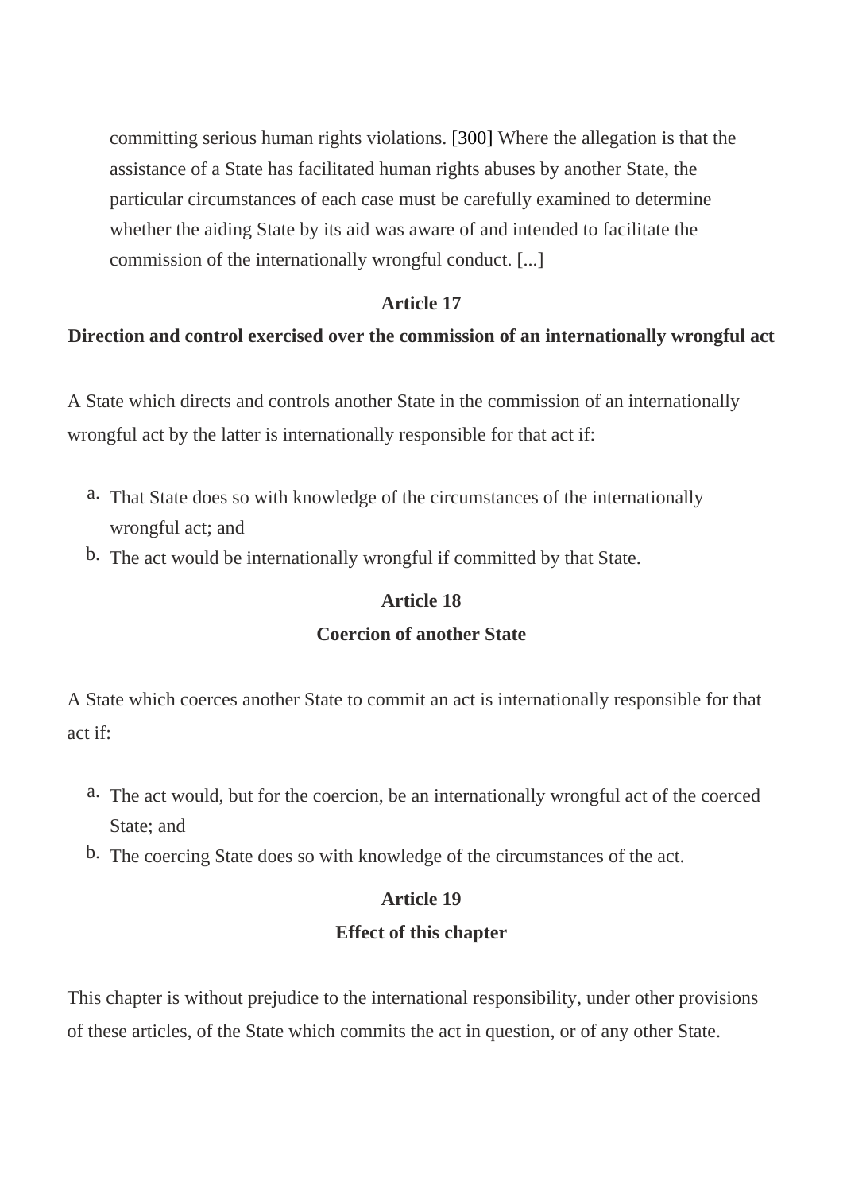committing serious human rights violations. [300] Where the allegation is that the assistance of a State has facilitated human rights abuses by another State, the particular circumstances of each case must be carefully examined to determine whether the aiding State by its aid was aware of and intended to facilitate the commission of the internationally wrongful conduct. [...]

### Article 17

### Direction and control exercised over the commission of an internationally wrongful act

A State which directs and controls another State in the commission of an internationally wrongful act by the latter is internationally responsible for that act if:

a. That State does so with knowledge of the circumstances of the internationally wrongful act; and
b. The act would be internationally wrongful if committed by that State.

### Article 18

### Coercion of another State

A State which coerces another State to commit an act is internationally responsible for that act if:

a. The act would, but for the coercion, be an internationally wrongful act of the coerced State; and
b. The coercing State does so with knowledge of the circumstances of the act.

### Article 19

### Effect of this chapter

This chapter is without prejudice to the international responsibility, under other provisions of these articles, of the State which commits the act in question, or of any other State.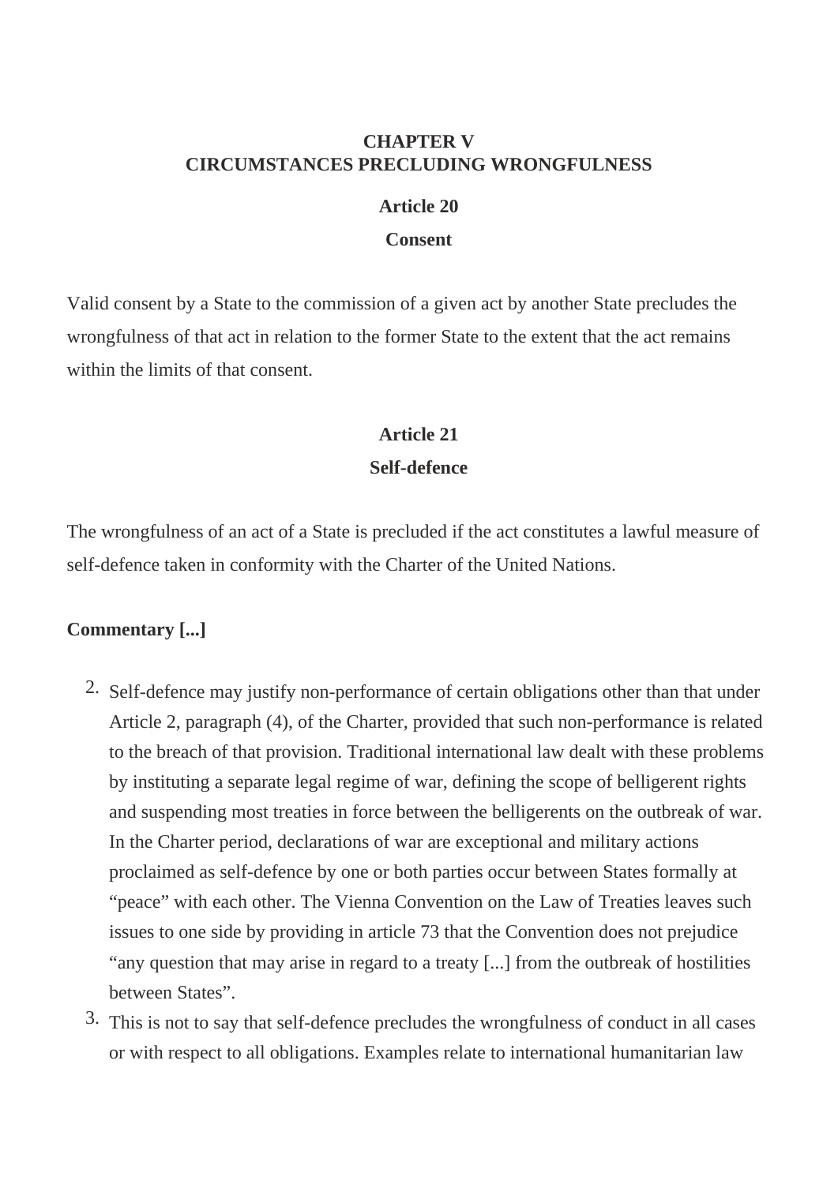## CHAPTER V
## CIRCUMSTANCES PRECLUDING WRONGFULNESS

### Article 20

### Consent

Valid consent by a State to the commission of a given act by another State precludes the wrongfulness of that act in relation to the former State to the extent that the act remains within the limits of that consent.

### Article 21

### Self-defence

The wrongfulness of an act of a State is precluded if the act constitutes a lawful measure of self-defence taken in conformity with the Charter of the United Nations.

**Commentary [...]**

2. Self-defence may justify non-performance of certain obligations other than that under Article 2, paragraph (4), of the Charter, provided that such non-performance is related to the breach of that provision. Traditional international law dealt with these problems by instituting a separate legal regime of war, defining the scope of belligerent rights and suspending most treaties in force between the belligerents on the outbreak of war. In the Charter period, declarations of war are exceptional and military actions proclaimed as self-defence by one or both parties occur between States formally at "peace" with each other. The Vienna Convention on the Law of Treaties leaves such issues to one side by providing in article 73 that the Convention does not prejudice "any question that may arise in regard to a treaty [...] from the outbreak of hostilities between States".
3. This is not to say that self-defence precludes the wrongfulness of conduct in all cases or with respect to all obligations. Examples relate to international humanitarian law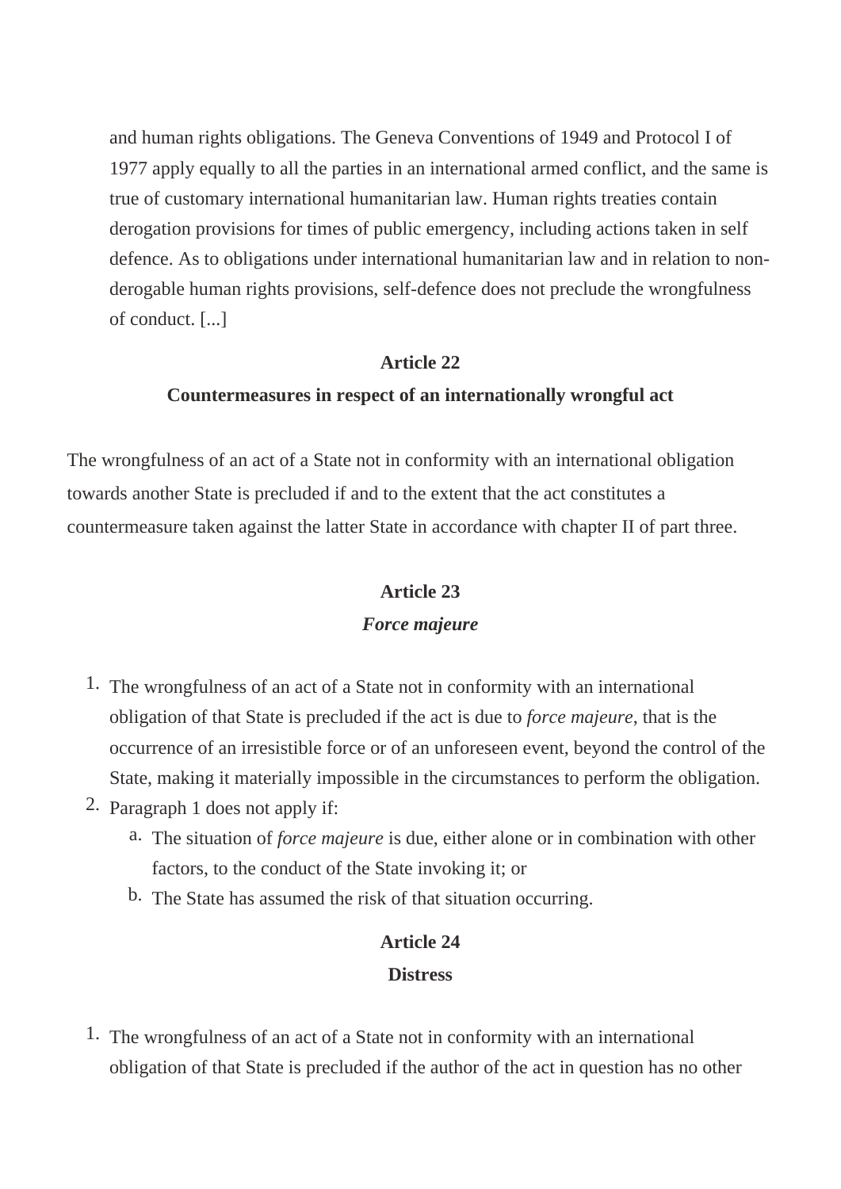and human rights obligations. The Geneva Conventions of 1949 and Protocol I of 1977 apply equally to all the parties in an international armed conflict, and the same is true of customary international humanitarian law. Human rights treaties contain derogation provisions for times of public emergency, including actions taken in self defence. As to obligations under international humanitarian law and in relation to non-derogable human rights provisions, self-defence does not preclude the wrongfulness of conduct. [...]

**Article 22**

**Countermeasures in respect of an internationally wrongful act**

The wrongfulness of an act of a State not in conformity with an international obligation towards another State is precluded if and to the extent that the act constitutes a countermeasure taken against the latter State in accordance with chapter II of part three.

**Article 23**

***Force majeure***

1. The wrongfulness of an act of a State not in conformity with an international obligation of that State is precluded if the act is due to *force majeure*, that is the occurrence of an irresistible force or of an unforeseen event, beyond the control of the State, making it materially impossible in the circumstances to perform the obligation.
2. Paragraph 1 does not apply if:
   a. The situation of *force majeure* is due, either alone or in combination with other factors, to the conduct of the State invoking it; or
   b. The State has assumed the risk of that situation occurring.

**Article 24**

**Distress**

1. The wrongfulness of an act of a State not in conformity with an international obligation of that State is precluded if the author of the act in question has no other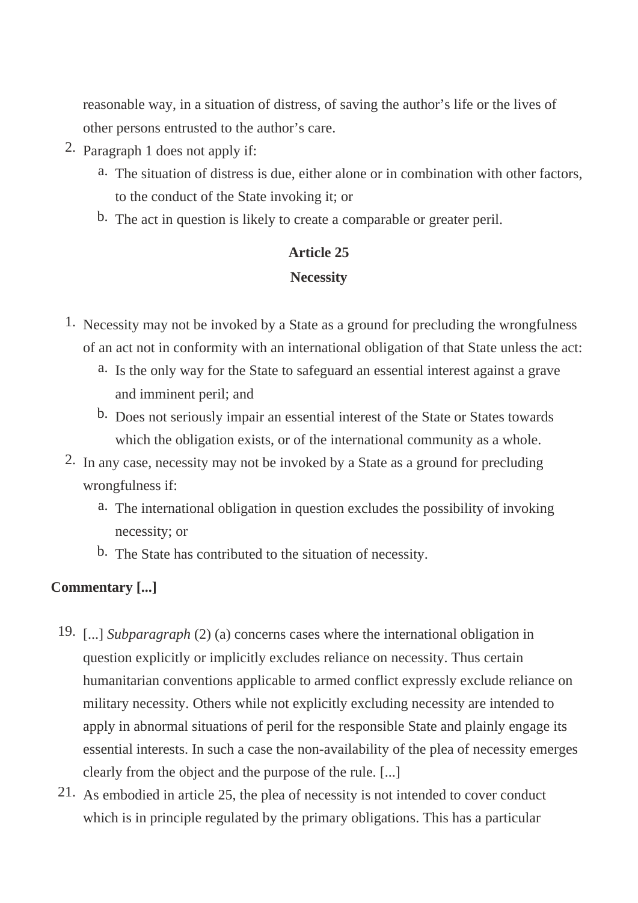reasonable way, in a situation of distress, of saving the author's life or the lives of other persons entrusted to the author's care.

2. Paragraph 1 does not apply if:
   a. The situation of distress is due, either alone or in combination with other factors, to the conduct of the State invoking it; or
   b. The act in question is likely to create a comparable or greater peril.

**Article 25**

**Necessity**

1. Necessity may not be invoked by a State as a ground for precluding the wrongfulness of an act not in conformity with an international obligation of that State unless the act:
   a. Is the only way for the State to safeguard an essential interest against a grave and imminent peril; and
   b. Does not seriously impair an essential interest of the State or States towards which the obligation exists, or of the international community as a whole.
2. In any case, necessity may not be invoked by a State as a ground for precluding wrongfulness if:
   a. The international obligation in question excludes the possibility of invoking necessity; or
   b. The State has contributed to the situation of necessity.

**Commentary [...]**

19. [...] *Subparagraph* (2) (a) concerns cases where the international obligation in question explicitly or implicitly excludes reliance on necessity. Thus certain humanitarian conventions applicable to armed conflict expressly exclude reliance on military necessity. Others while not explicitly excluding necessity are intended to apply in abnormal situations of peril for the responsible State and plainly engage its essential interests. In such a case the non-availability of the plea of necessity emerges clearly from the object and the purpose of the rule. [...]
21. As embodied in article 25, the plea of necessity is not intended to cover conduct which is in principle regulated by the primary obligations. This has a particular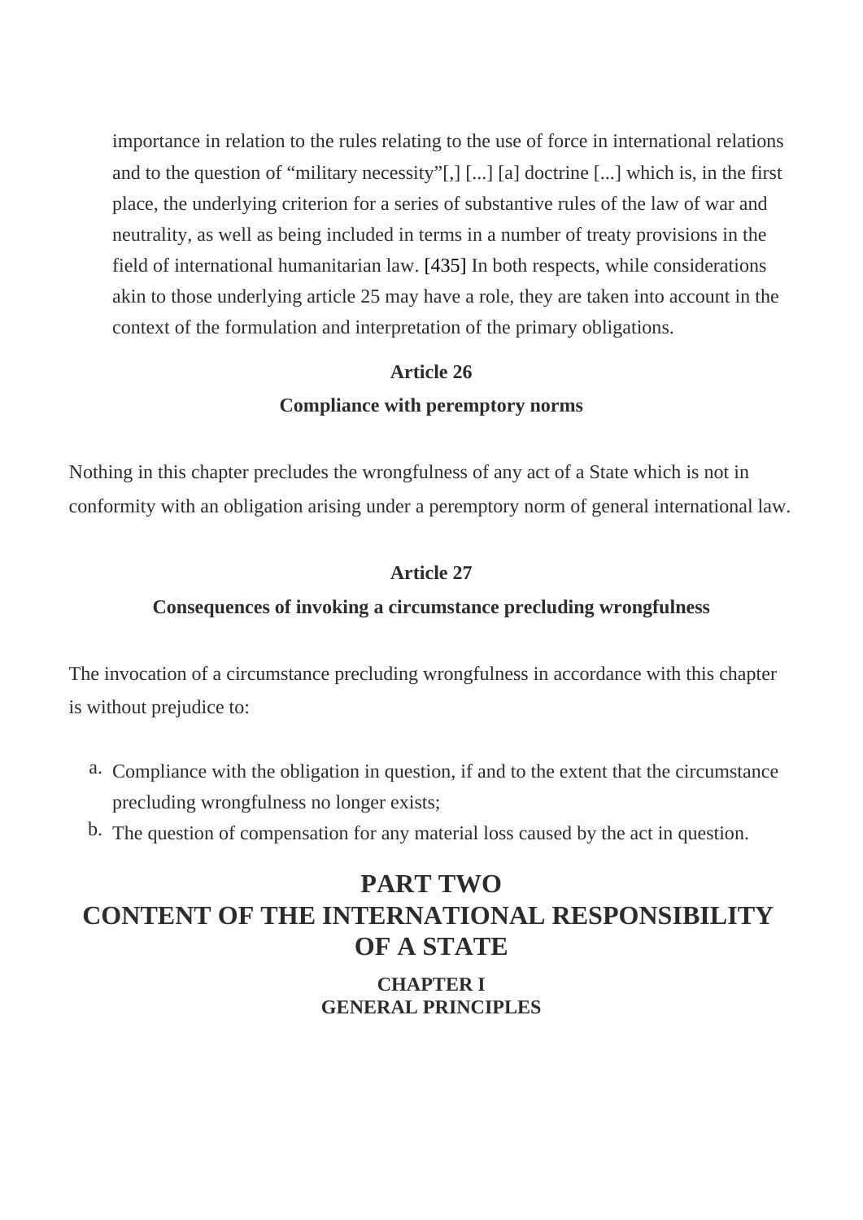importance in relation to the rules relating to the use of force in international relations and to the question of "military necessity"[,] [...] [a] doctrine [...] which is, in the first place, the underlying criterion for a series of substantive rules of the law of war and neutrality, as well as being included in terms in a number of treaty provisions in the field of international humanitarian law. [435] In both respects, while considerations akin to those underlying article 25 may have a role, they are taken into account in the context of the formulation and interpretation of the primary obligations.

**Article 26**

**Compliance with peremptory norms**

Nothing in this chapter precludes the wrongfulness of any act of a State which is not in conformity with an obligation arising under a peremptory norm of general international law.

**Article 27**

**Consequences of invoking a circumstance precluding wrongfulness**

The invocation of a circumstance precluding wrongfulness in accordance with this chapter is without prejudice to:

a. Compliance with the obligation in question, if and to the extent that the circumstance precluding wrongfulness no longer exists;
b. The question of compensation for any material loss caused by the act in question.

# PART TWO
# CONTENT OF THE INTERNATIONAL RESPONSIBILITY OF A STATE

## CHAPTER I
## GENERAL PRINCIPLES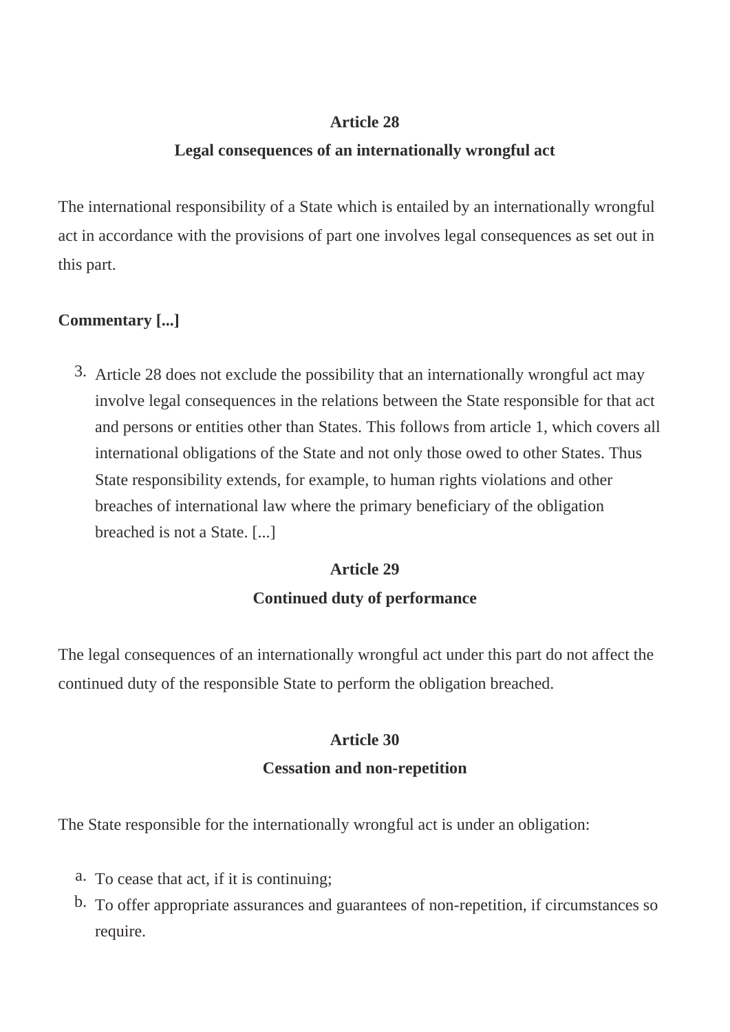### Article 28

### Legal consequences of an internationally wrongful act

The international responsibility of a State which is entailed by an internationally wrongful act in accordance with the provisions of part one involves legal consequences as set out in this part.

**Commentary [...]**

3. Article 28 does not exclude the possibility that an internationally wrongful act may involve legal consequences in the relations between the State responsible for that act and persons or entities other than States. This follows from article 1, which covers all international obligations of the State and not only those owed to other States. Thus State responsibility extends, for example, to human rights violations and other breaches of international law where the primary beneficiary of the obligation breached is not a State. [...]

### Article 29

### Continued duty of performance

The legal consequences of an internationally wrongful act under this part do not affect the continued duty of the responsible State to perform the obligation breached.

### Article 30

### Cessation and non-repetition

The State responsible for the internationally wrongful act is under an obligation:

a. To cease that act, if it is continuing;
b. To offer appropriate assurances and guarantees of non-repetition, if circumstances so require.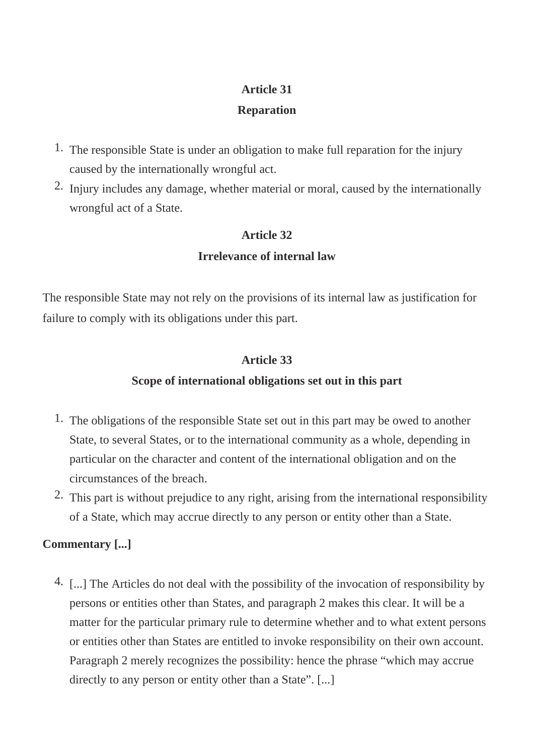**Article 31**

**Reparation**

1. The responsible State is under an obligation to make full reparation for the injury caused by the internationally wrongful act.
2. Injury includes any damage, whether material or moral, caused by the internationally wrongful act of a State.

**Article 32**

**Irrelevance of internal law**

The responsible State may not rely on the provisions of its internal law as justification for failure to comply with its obligations under this part.

**Article 33**

**Scope of international obligations set out in this part**

1. The obligations of the responsible State set out in this part may be owed to another State, to several States, or to the international community as a whole, depending in particular on the character and content of the international obligation and on the circumstances of the breach.
2. This part is without prejudice to any right, arising from the international responsibility of a State, which may accrue directly to any person or entity other than a State.

**Commentary [...]**

4. [...] The Articles do not deal with the possibility of the invocation of responsibility by persons or entities other than States, and paragraph 2 makes this clear. It will be a matter for the particular primary rule to determine whether and to what extent persons or entities other than States are entitled to invoke responsibility on their own account. Paragraph 2 merely recognizes the possibility: hence the phrase "which may accrue directly to any person or entity other than a State". [...]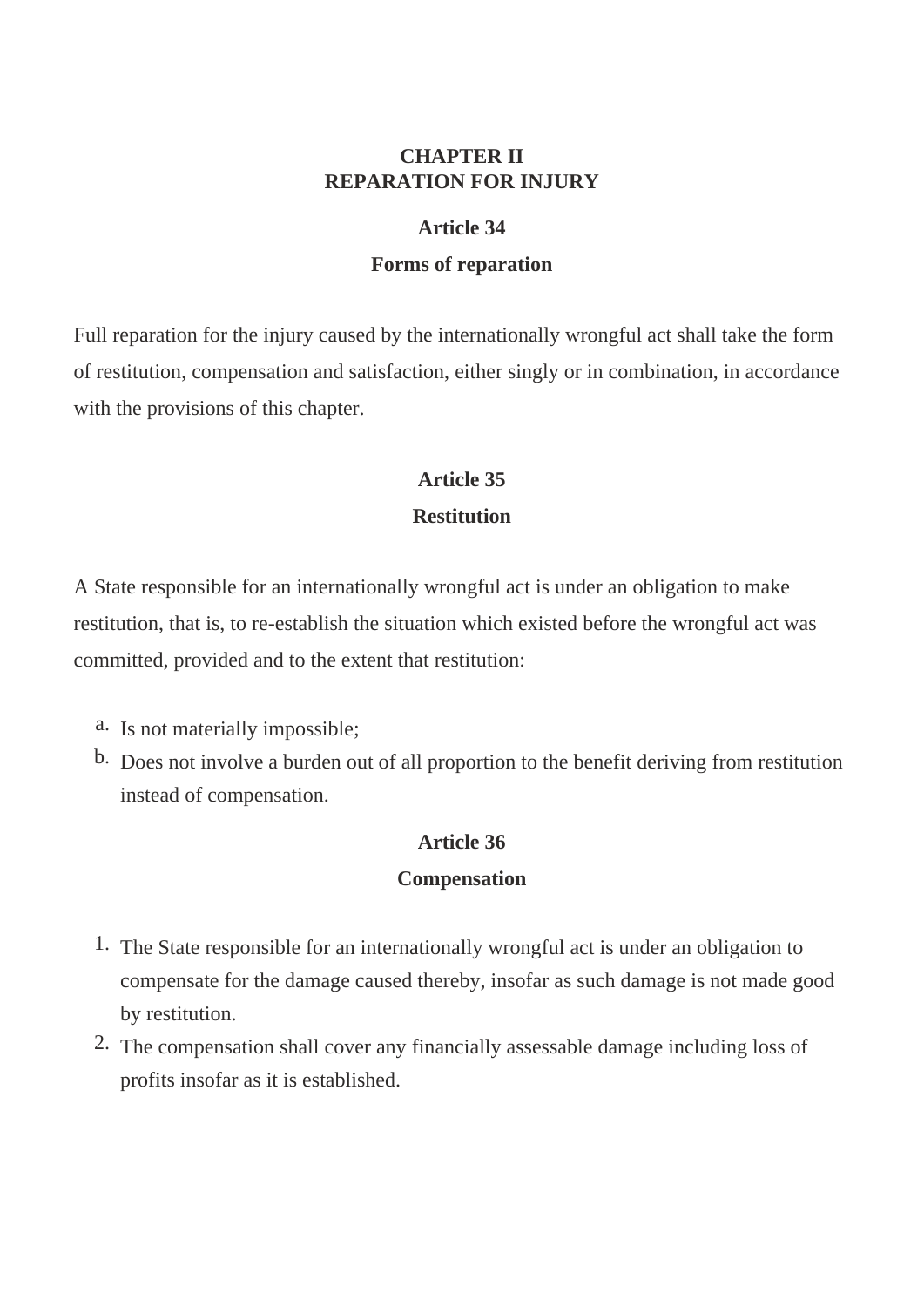## CHAPTER II
## REPARATION FOR INJURY

### Article 34

### Forms of reparation

Full reparation for the injury caused by the internationally wrongful act shall take the form of restitution, compensation and satisfaction, either singly or in combination, in accordance with the provisions of this chapter.

### Article 35

### Restitution

A State responsible for an internationally wrongful act is under an obligation to make restitution, that is, to re-establish the situation which existed before the wrongful act was committed, provided and to the extent that restitution:

a. Is not materially impossible;
b. Does not involve a burden out of all proportion to the benefit deriving from restitution instead of compensation.

### Article 36

### Compensation

1. The State responsible for an internationally wrongful act is under an obligation to compensate for the damage caused thereby, insofar as such damage is not made good by restitution.
2. The compensation shall cover any financially assessable damage including loss of profits insofar as it is established.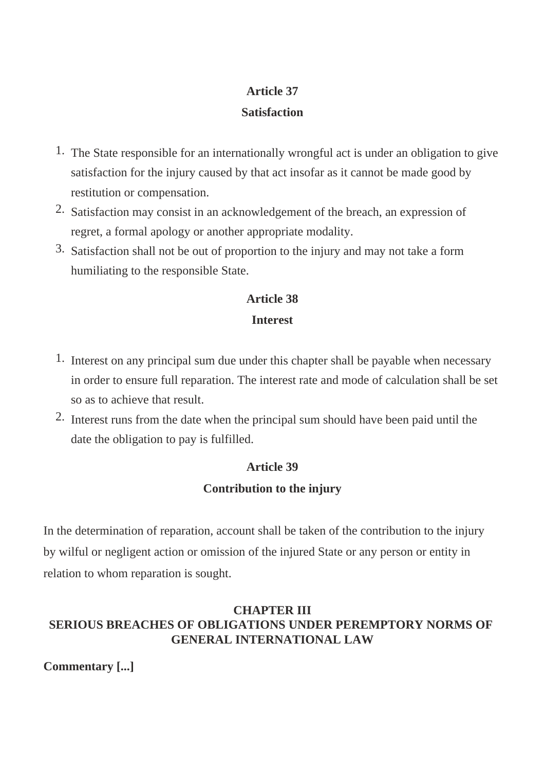**Article 37**

**Satisfaction**

1. The State responsible for an internationally wrongful act is under an obligation to give satisfaction for the injury caused by that act insofar as it cannot be made good by restitution or compensation.
2. Satisfaction may consist in an acknowledgement of the breach, an expression of regret, a formal apology or another appropriate modality.
3. Satisfaction shall not be out of proportion to the injury and may not take a form humiliating to the responsible State.

**Article 38**

**Interest**

1. Interest on any principal sum due under this chapter shall be payable when necessary in order to ensure full reparation. The interest rate and mode of calculation shall be set so as to achieve that result.
2. Interest runs from the date when the principal sum should have been paid until the date the obligation to pay is fulfilled.

**Article 39**

**Contribution to the injury**

In the determination of reparation, account shall be taken of the contribution to the injury by wilful or negligent action or omission of the injured State or any person or entity in relation to whom reparation is sought.

## CHAPTER III
## SERIOUS BREACHES OF OBLIGATIONS UNDER PEREMPTORY NORMS OF GENERAL INTERNATIONAL LAW

**Commentary [...]**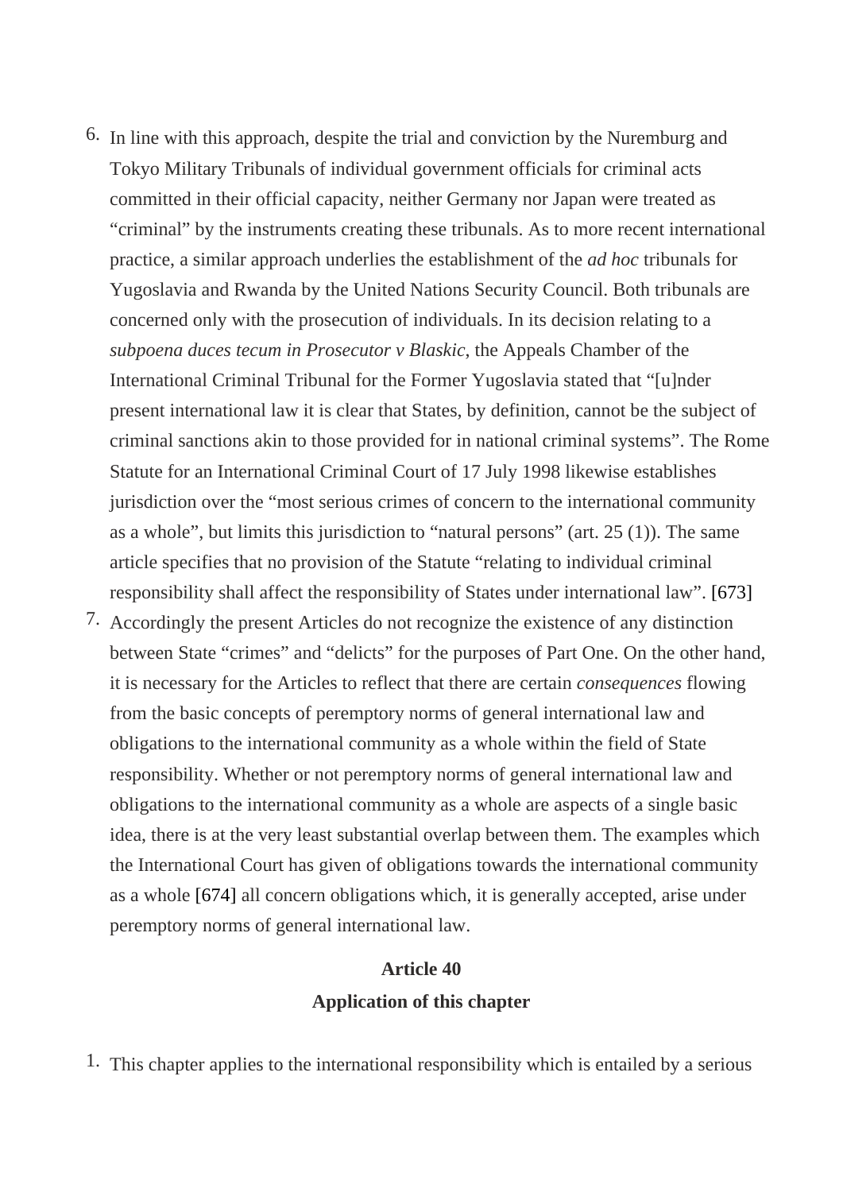6. In line with this approach, despite the trial and conviction by the Nuremburg and Tokyo Military Tribunals of individual government officials for criminal acts committed in their official capacity, neither Germany nor Japan were treated as "criminal" by the instruments creating these tribunals. As to more recent international practice, a similar approach underlies the establishment of the *ad hoc* tribunals for Yugoslavia and Rwanda by the United Nations Security Council. Both tribunals are concerned only with the prosecution of individuals. In its decision relating to a *subpoena duces tecum in Prosecutor v Blaskic*, the Appeals Chamber of the International Criminal Tribunal for the Former Yugoslavia stated that "[u]nder present international law it is clear that States, by definition, cannot be the subject of criminal sanctions akin to those provided for in national criminal systems". The Rome Statute for an International Criminal Court of 17 July 1998 likewise establishes jurisdiction over the "most serious crimes of concern to the international community as a whole", but limits this jurisdiction to "natural persons" (art. 25 (1)). The same article specifies that no provision of the Statute "relating to individual criminal responsibility shall affect the responsibility of States under international law". [673]
7. Accordingly the present Articles do not recognize the existence of any distinction between State "crimes" and "delicts" for the purposes of Part One. On the other hand, it is necessary for the Articles to reflect that there are certain *consequences* flowing from the basic concepts of peremptory norms of general international law and obligations to the international community as a whole within the field of State responsibility. Whether or not peremptory norms of general international law and obligations to the international community as a whole are aspects of a single basic idea, there is at the very least substantial overlap between them. The examples which the International Court has given of obligations towards the international community as a whole [674] all concern obligations which, it is generally accepted, arise under peremptory norms of general international law.

**Article 40**

**Application of this chapter**

1. This chapter applies to the international responsibility which is entailed by a serious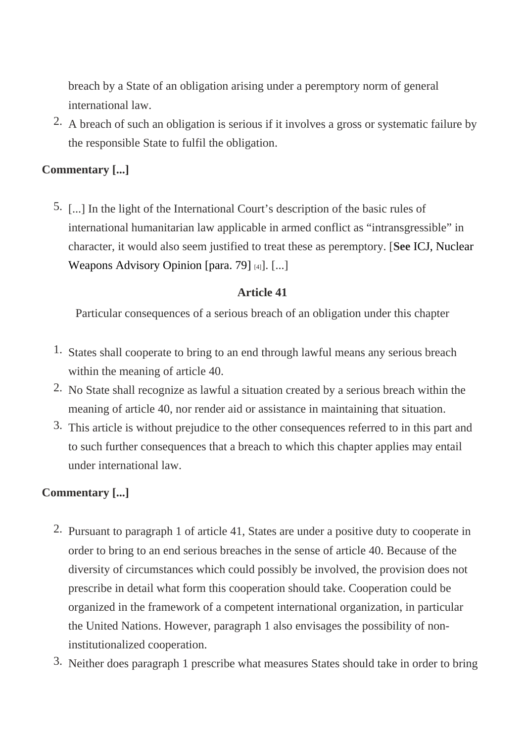breach by a State of an obligation arising under a peremptory norm of general international law.

2. A breach of such an obligation is serious if it involves a gross or systematic failure by the responsible State to fulfil the obligation.

**Commentary [...]**

5. [...] In the light of the International Court's description of the basic rules of international humanitarian law applicable in armed conflict as "intransgressible" in character, it would also seem justified to treat these as peremptory. [**See** ICJ, Nuclear Weapons Advisory Opinion [para. 79] [4]]. [...]

**Article 41**

Particular consequences of a serious breach of an obligation under this chapter

1. States shall cooperate to bring to an end through lawful means any serious breach within the meaning of article 40.
2. No State shall recognize as lawful a situation created by a serious breach within the meaning of article 40, nor render aid or assistance in maintaining that situation.
3. This article is without prejudice to the other consequences referred to in this part and to such further consequences that a breach to which this chapter applies may entail under international law.

**Commentary [...]**

2. Pursuant to paragraph 1 of article 41, States are under a positive duty to cooperate in order to bring to an end serious breaches in the sense of article 40. Because of the diversity of circumstances which could possibly be involved, the provision does not prescribe in detail what form this cooperation should take. Cooperation could be organized in the framework of a competent international organization, in particular the United Nations. However, paragraph 1 also envisages the possibility of non-institutionalized cooperation.
3. Neither does paragraph 1 prescribe what measures States should take in order to bring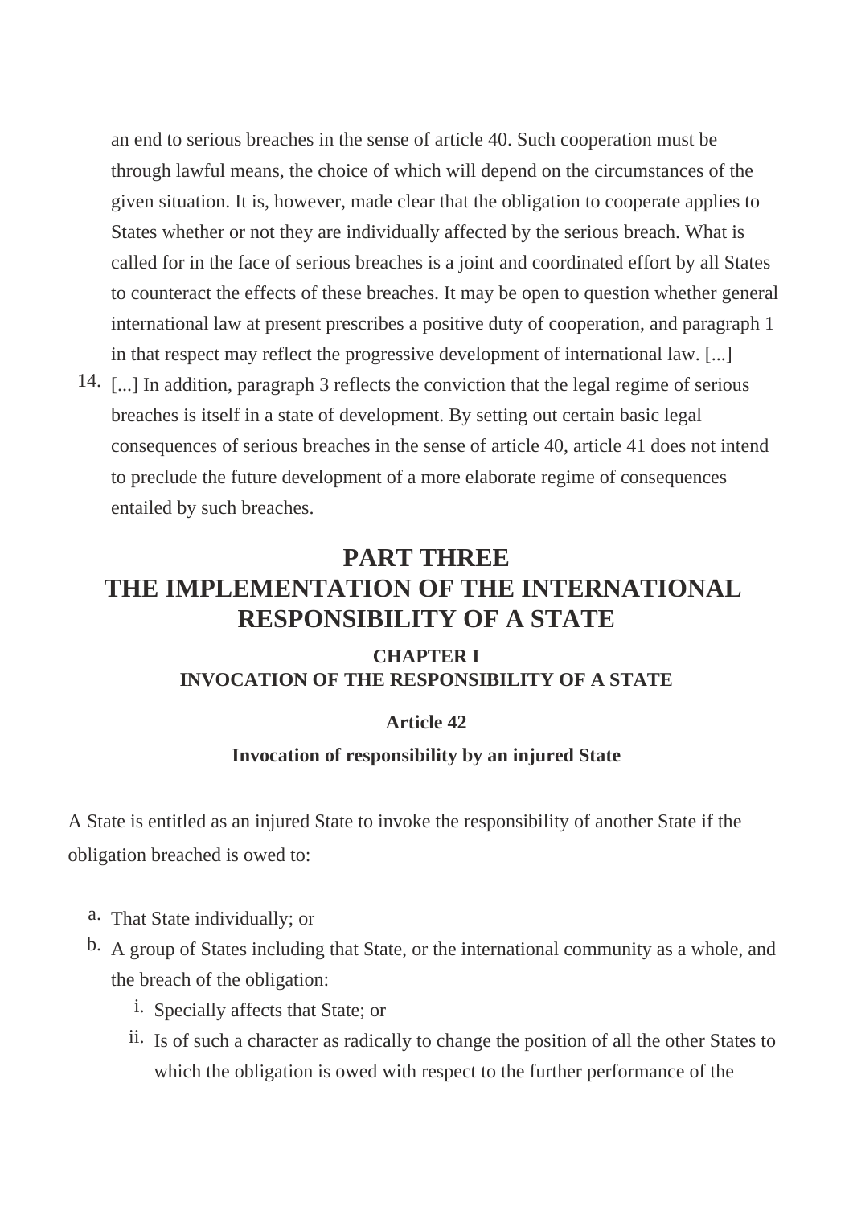an end to serious breaches in the sense of article 40. Such cooperation must be through lawful means, the choice of which will depend on the circumstances of the given situation. It is, however, made clear that the obligation to cooperate applies to States whether or not they are individually affected by the serious breach. What is called for in the face of serious breaches is a joint and coordinated effort by all States to counteract the effects of these breaches. It may be open to question whether general international law at present prescribes a positive duty of cooperation, and paragraph 1 in that respect may reflect the progressive development of international law. [...]

14. [...] In addition, paragraph 3 reflects the conviction that the legal regime of serious breaches is itself in a state of development. By setting out certain basic legal consequences of serious breaches in the sense of article 40, article 41 does not intend to preclude the future development of a more elaborate regime of consequences entailed by such breaches.

# PART THREE
# THE IMPLEMENTATION OF THE INTERNATIONAL RESPONSIBILITY OF A STATE

## CHAPTER I
## INVOCATION OF THE RESPONSIBILITY OF A STATE

### Article 42

### Invocation of responsibility by an injured State

A State is entitled as an injured State to invoke the responsibility of another State if the obligation breached is owed to:

a. That State individually; or
b. A group of States including that State, or the international community as a whole, and the breach of the obligation:
    i. Specially affects that State; or
    ii. Is of such a character as radically to change the position of all the other States to which the obligation is owed with respect to the further performance of the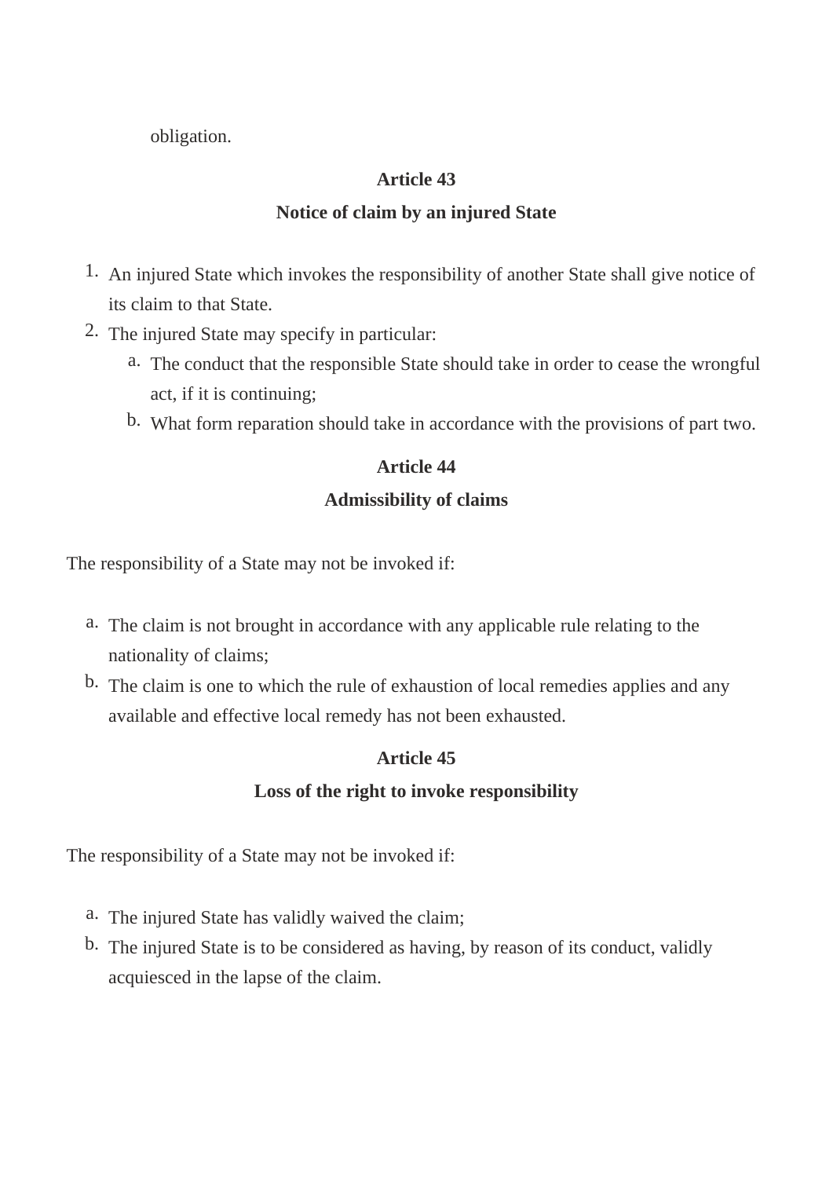obligation.

**Article 43**

**Notice of claim by an injured State**

1. An injured State which invokes the responsibility of another State shall give notice of its claim to that State.
2. The injured State may specify in particular:
    a. The conduct that the responsible State should take in order to cease the wrongful act, if it is continuing;
    b. What form reparation should take in accordance with the provisions of part two.

**Article 44**

**Admissibility of claims**

The responsibility of a State may not be invoked if:

a. The claim is not brought in accordance with any applicable rule relating to the nationality of claims;
b. The claim is one to which the rule of exhaustion of local remedies applies and any available and effective local remedy has not been exhausted.

**Article 45**

**Loss of the right to invoke responsibility**

The responsibility of a State may not be invoked if:

a. The injured State has validly waived the claim;
b. The injured State is to be considered as having, by reason of its conduct, validly acquiesced in the lapse of the claim.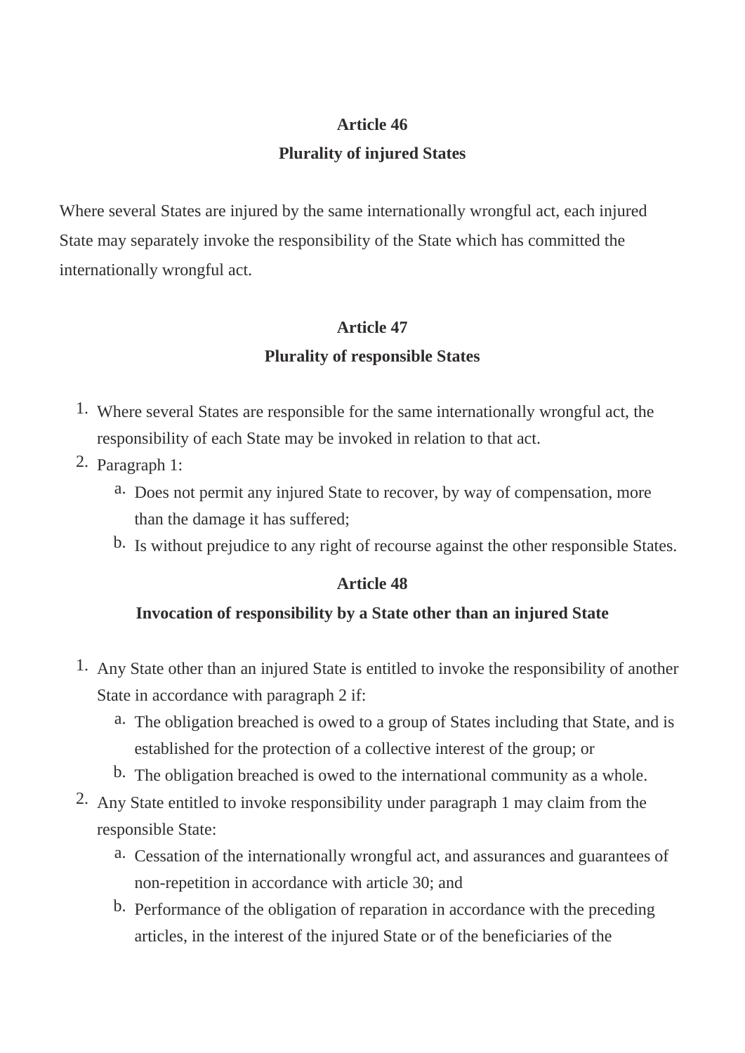**Article 46**

**Plurality of injured States**

Where several States are injured by the same internationally wrongful act, each injured State may separately invoke the responsibility of the State which has committed the internationally wrongful act.

**Article 47**

**Plurality of responsible States**

1. Where several States are responsible for the same internationally wrongful act, the responsibility of each State may be invoked in relation to that act.
2. Paragraph 1:
   a. Does not permit any injured State to recover, by way of compensation, more than the damage it has suffered;
   b. Is without prejudice to any right of recourse against the other responsible States.

**Article 48**

**Invocation of responsibility by a State other than an injured State**

1. Any State other than an injured State is entitled to invoke the responsibility of another State in accordance with paragraph 2 if:
   a. The obligation breached is owed to a group of States including that State, and is established for the protection of a collective interest of the group; or
   b. The obligation breached is owed to the international community as a whole.
2. Any State entitled to invoke responsibility under paragraph 1 may claim from the responsible State:
   a. Cessation of the internationally wrongful act, and assurances and guarantees of non-repetition in accordance with article 30; and
   b. Performance of the obligation of reparation in accordance with the preceding articles, in the interest of the injured State or of the beneficiaries of the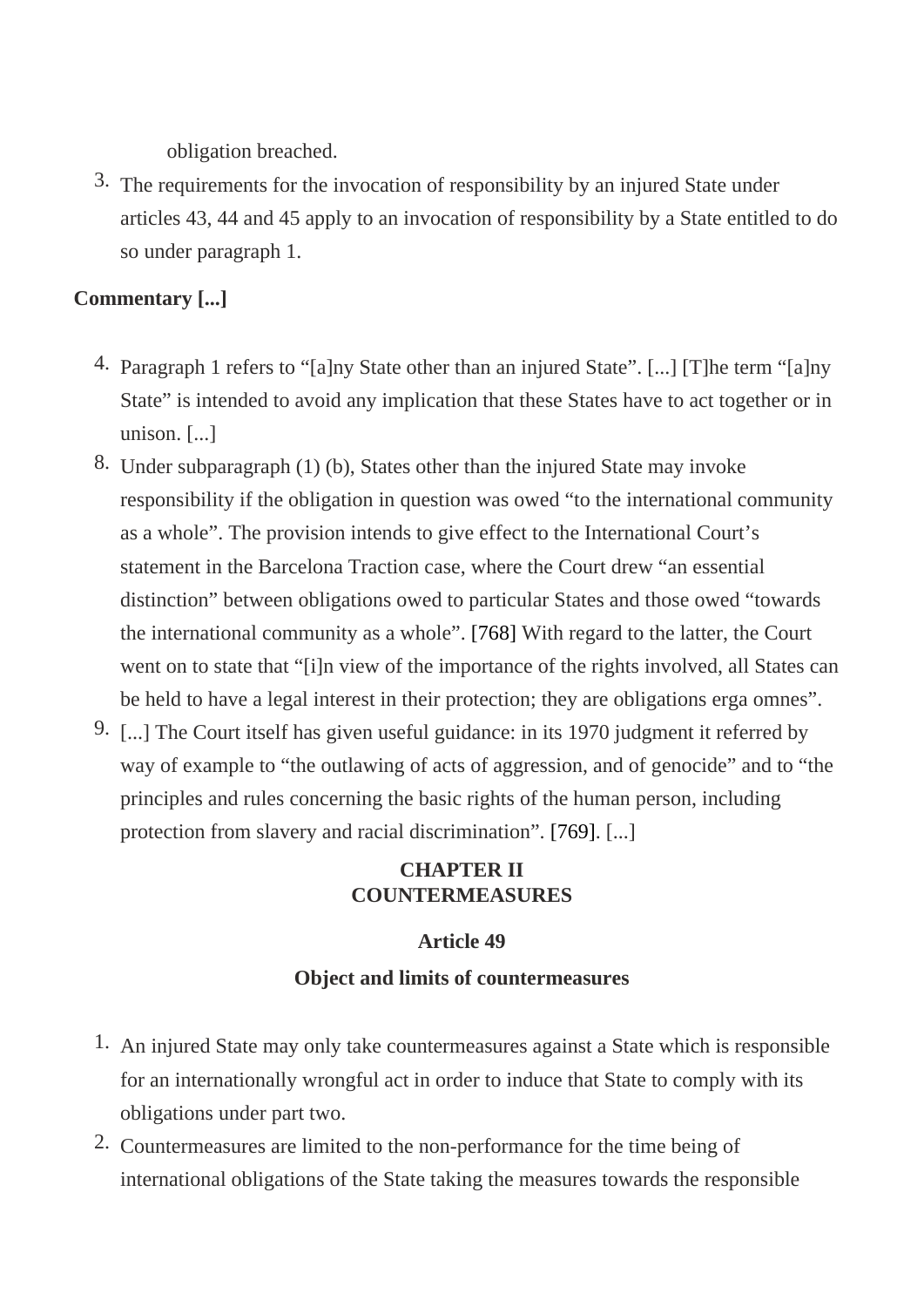obligation breached.

3. The requirements for the invocation of responsibility by an injured State under articles 43, 44 and 45 apply to an invocation of responsibility by a State entitled to do so under paragraph 1.

**Commentary [...]**

4. Paragraph 1 refers to "[a]ny State other than an injured State". [...] [T]he term "[a]ny State" is intended to avoid any implication that these States have to act together or in unison. [...]
8. Under subparagraph (1) (b), States other than the injured State may invoke responsibility if the obligation in question was owed "to the international community as a whole". The provision intends to give effect to the International Court's statement in the Barcelona Traction case, where the Court drew "an essential distinction" between obligations owed to particular States and those owed "towards the international community as a whole". [768] With regard to the latter, the Court went on to state that "[i]n view of the importance of the rights involved, all States can be held to have a legal interest in their protection; they are obligations erga omnes".
9. [...] The Court itself has given useful guidance: in its 1970 judgment it referred by way of example to "the outlawing of acts of aggression, and of genocide" and to "the principles and rules concerning the basic rights of the human person, including protection from slavery and racial discrimination". [769]. [...]

## CHAPTER II
## COUNTERMEASURES

### Article 49

### Object and limits of countermeasures

1. An injured State may only take countermeasures against a State which is responsible for an internationally wrongful act in order to induce that State to comply with its obligations under part two.
2. Countermeasures are limited to the non-performance for the time being of international obligations of the State taking the measures towards the responsible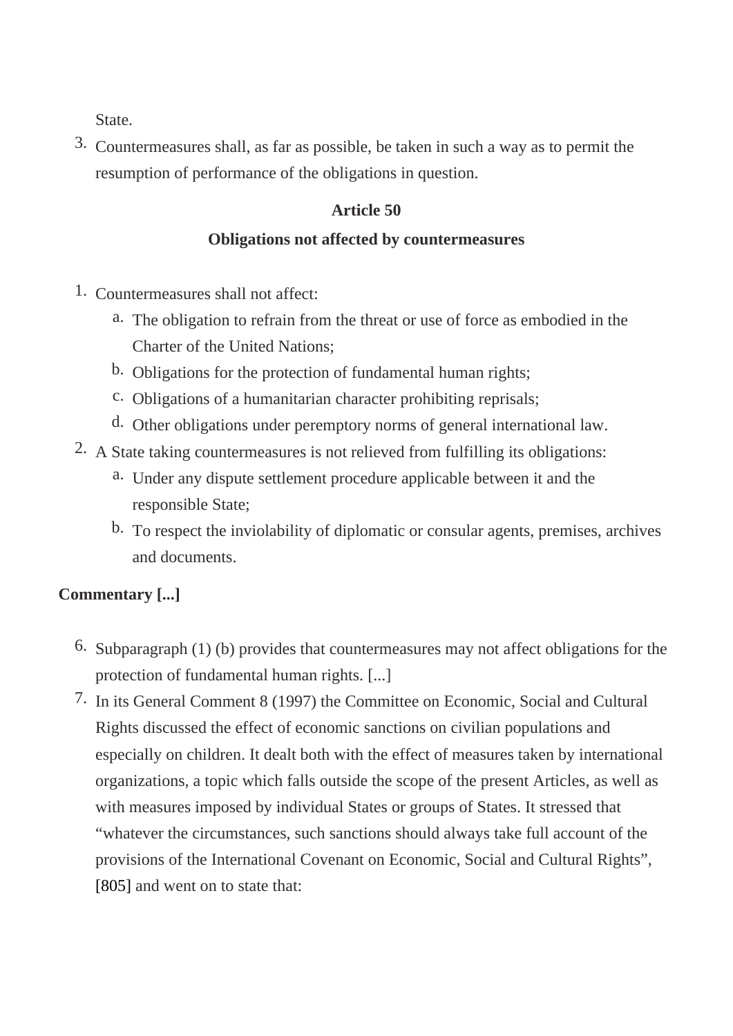State.

3. Countermeasures shall, as far as possible, be taken in such a way as to permit the resumption of performance of the obligations in question.

**Article 50**

**Obligations not affected by countermeasures**

1. Countermeasures shall not affect:
   a. The obligation to refrain from the threat or use of force as embodied in the Charter of the United Nations;
   b. Obligations for the protection of fundamental human rights;
   c. Obligations of a humanitarian character prohibiting reprisals;
   d. Other obligations under peremptory norms of general international law.
2. A State taking countermeasures is not relieved from fulfilling its obligations:
   a. Under any dispute settlement procedure applicable between it and the responsible State;
   b. To respect the inviolability of diplomatic or consular agents, premises, archives and documents.

**Commentary [...]**

6. Subparagraph (1) (b) provides that countermeasures may not affect obligations for the protection of fundamental human rights. [...]
7. In its General Comment 8 (1997) the Committee on Economic, Social and Cultural Rights discussed the effect of economic sanctions on civilian populations and especially on children. It dealt both with the effect of measures taken by international organizations, a topic which falls outside the scope of the present Articles, as well as with measures imposed by individual States or groups of States. It stressed that "whatever the circumstances, such sanctions should always take full account of the provisions of the International Covenant on Economic, Social and Cultural Rights", [805] and went on to state that: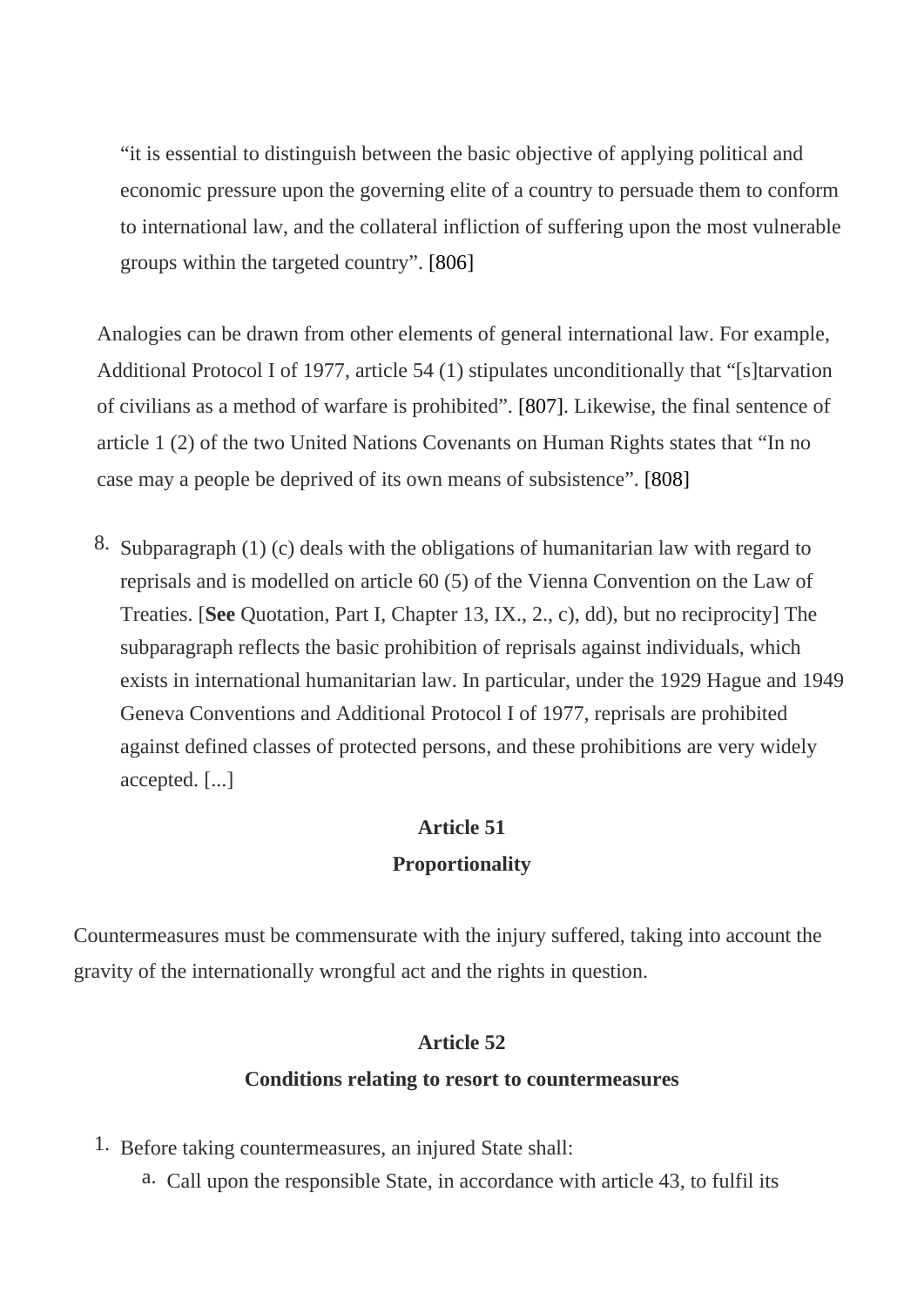> "it is essential to distinguish between the basic objective of applying political and economic pressure upon the governing elite of a country to persuade them to conform to international law, and the collateral infliction of suffering upon the most vulnerable groups within the targeted country". [806]

Analogies can be drawn from other elements of general international law. For example, Additional Protocol I of 1977, article 54 (1) stipulates unconditionally that "[s]tarvation of civilians as a method of warfare is prohibited". [807]. Likewise, the final sentence of article 1 (2) of the two United Nations Covenants on Human Rights states that "In no case may a people be deprived of its own means of subsistence". [808]

8. Subparagraph (1) (c) deals with the obligations of humanitarian law with regard to reprisals and is modelled on article 60 (5) of the Vienna Convention on the Law of Treaties. [**See** Quotation, Part I, Chapter 13, IX., 2., c), dd), but no reciprocity] The subparagraph reflects the basic prohibition of reprisals against individuals, which exists in international humanitarian law. In particular, under the 1929 Hague and 1949 Geneva Conventions and Additional Protocol I of 1977, reprisals are prohibited against defined classes of protected persons, and these prohibitions are very widely accepted. [...]

**Article 51**

**Proportionality**

Countermeasures must be commensurate with the injury suffered, taking into account the gravity of the internationally wrongful act and the rights in question.

**Article 52**

**Conditions relating to resort to countermeasures**

1. Before taking countermeasures, an injured State shall:
    a. Call upon the responsible State, in accordance with article 43, to fulfil its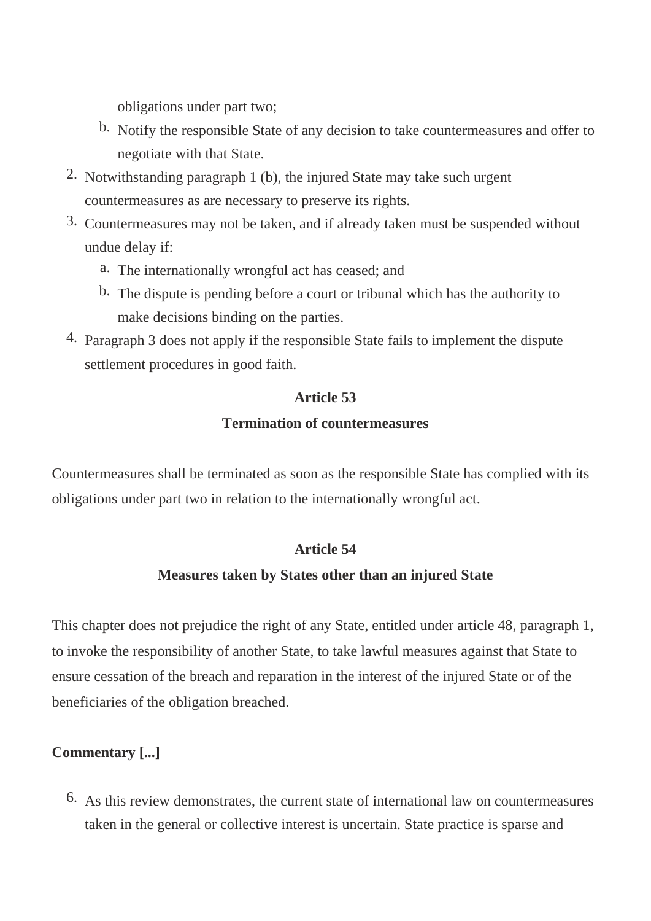obligations under part two;

   b. Notify the responsible State of any decision to take countermeasures and offer to negotiate with that State.

2. Notwithstanding paragraph 1 (b), the injured State may take such urgent countermeasures as are necessary to preserve its rights.
3. Countermeasures may not be taken, and if already taken must be suspended without undue delay if:
   a. The internationally wrongful act has ceased; and
   b. The dispute is pending before a court or tribunal which has the authority to make decisions binding on the parties.
4. Paragraph 3 does not apply if the responsible State fails to implement the dispute settlement procedures in good faith.

**Article 53**

**Termination of countermeasures**

Countermeasures shall be terminated as soon as the responsible State has complied with its obligations under part two in relation to the internationally wrongful act.

**Article 54**

**Measures taken by States other than an injured State**

This chapter does not prejudice the right of any State, entitled under article 48, paragraph 1, to invoke the responsibility of another State, to take lawful measures against that State to ensure cessation of the breach and reparation in the interest of the injured State or of the beneficiaries of the obligation breached.

**Commentary [...]**

6. As this review demonstrates, the current state of international law on countermeasures taken in the general or collective interest is uncertain. State practice is sparse and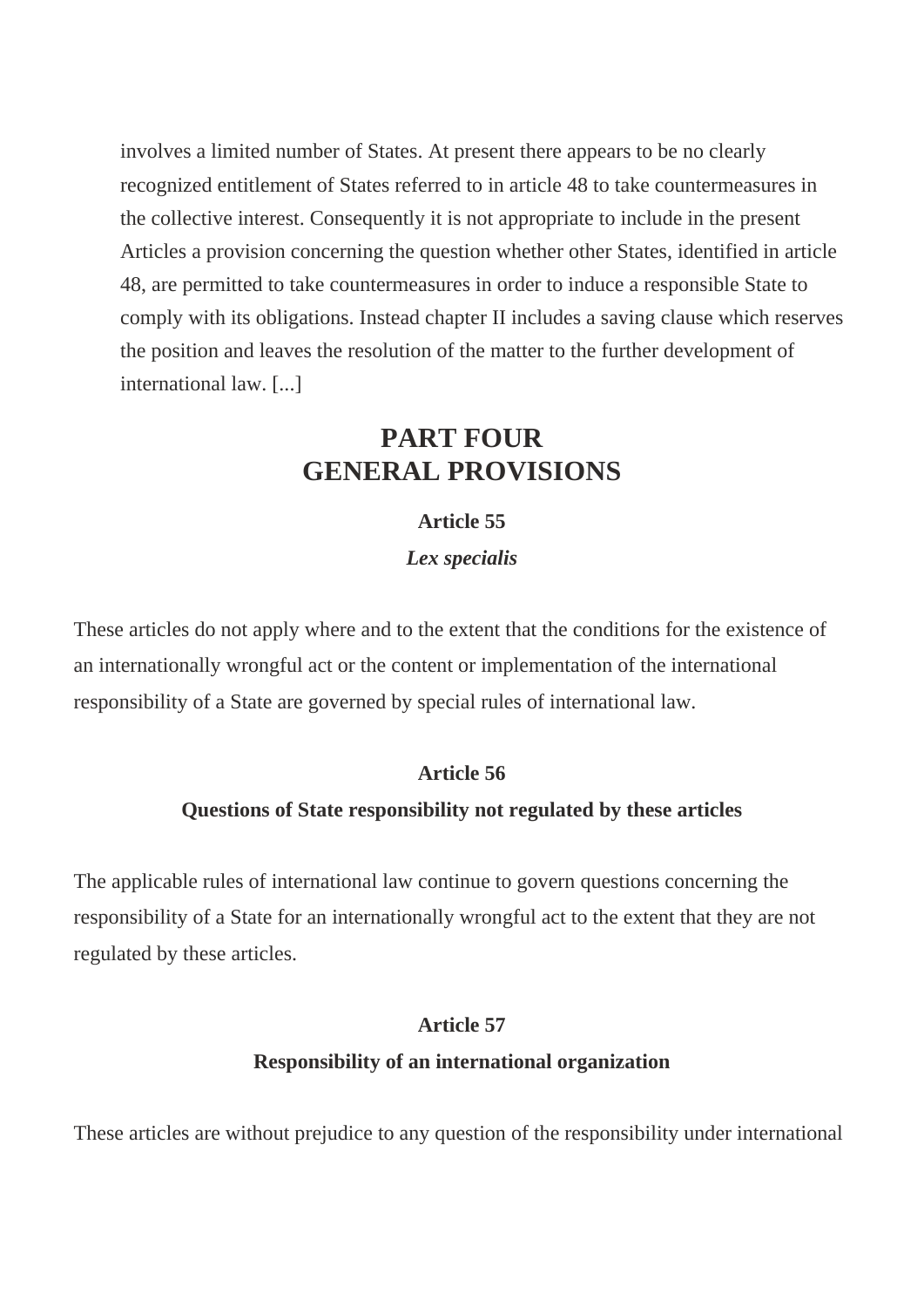involves a limited number of States. At present there appears to be no clearly recognized entitlement of States referred to in article 48 to take countermeasures in the collective interest. Consequently it is not appropriate to include in the present Articles a provision concerning the question whether other States, identified in article 48, are permitted to take countermeasures in order to induce a responsible State to comply with its obligations. Instead chapter II includes a saving clause which reserves the position and leaves the resolution of the matter to the further development of international law. [...]

# PART FOUR
# GENERAL PROVISIONS

### Article 55

### *Lex specialis*

These articles do not apply where and to the extent that the conditions for the existence of an internationally wrongful act or the content or implementation of the international responsibility of a State are governed by special rules of international law.

### Article 56

### Questions of State responsibility not regulated by these articles

The applicable rules of international law continue to govern questions concerning the responsibility of a State for an internationally wrongful act to the extent that they are not regulated by these articles.

### Article 57

### Responsibility of an international organization

These articles are without prejudice to any question of the responsibility under international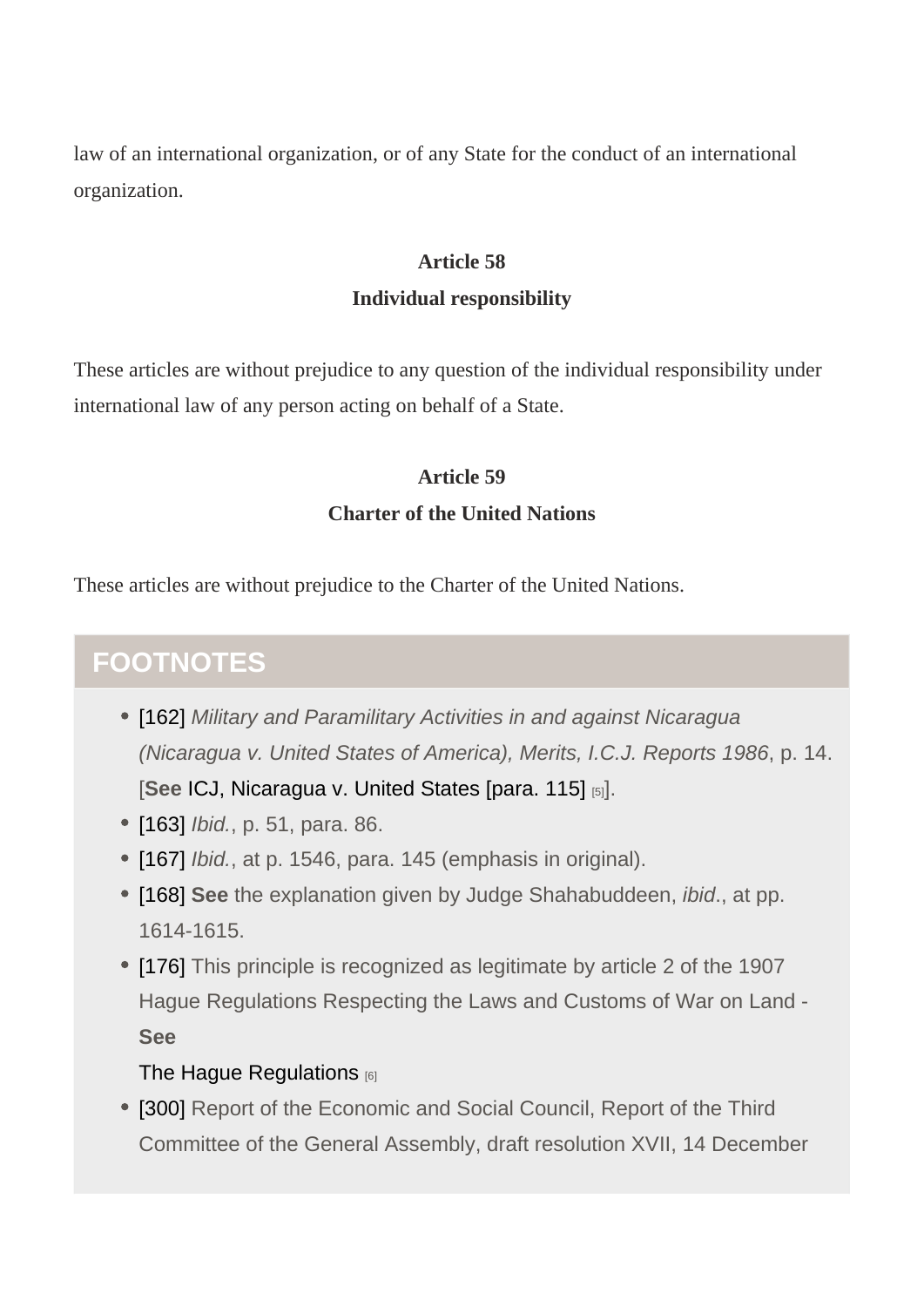law of an international organization, or of any State for the conduct of an international organization.

**Article 58**
**Individual responsibility**

These articles are without prejudice to any question of the individual responsibility under international law of any person acting on behalf of a State.

**Article 59**
**Charter of the United Nations**

These articles are without prejudice to the Charter of the United Nations.

## FOOTNOTES

- [162] *Military and Paramilitary Activities in and against Nicaragua (Nicaragua v. United States of America), Merits, I.C.J. Reports 1986*, p. 14. [**See** ICJ, Nicaragua v. United States [para. 115] [5]].
- [163] *Ibid.*, p. 51, para. 86.
- [167] *Ibid.*, at p. 1546, para. 145 (emphasis in original).
- [168] **See** the explanation given by Judge Shahabuddeen, *ibid*., at pp. 1614-1615.
- [176] This principle is recognized as legitimate by article 2 of the 1907 Hague Regulations Respecting the Laws and Customs of War on Land - **See**
  The Hague Regulations [6]
- [300] Report of the Economic and Social Council, Report of the Third Committee of the General Assembly, draft resolution XVII, 14 December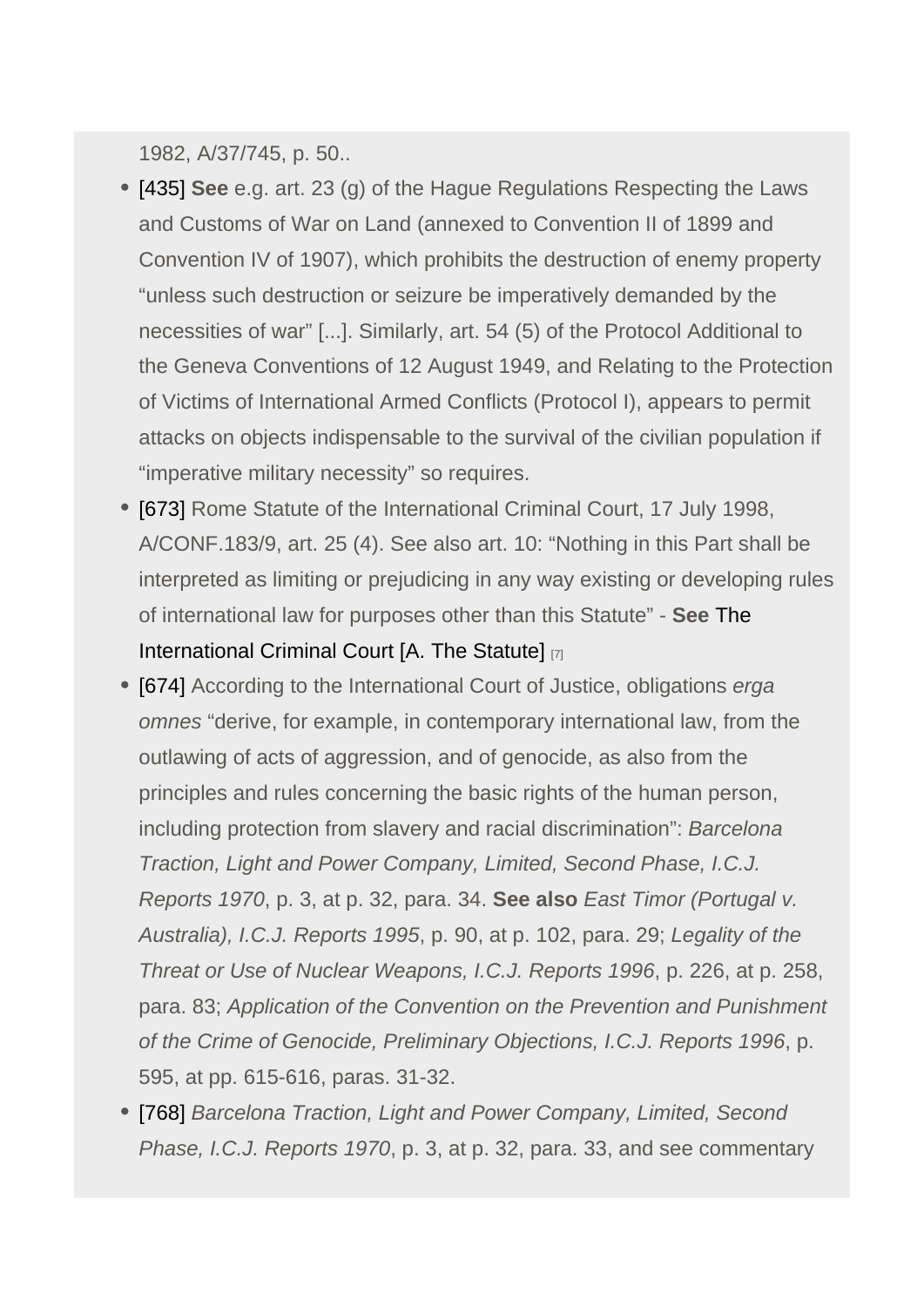1982, A/37/745, p. 50..

- [435] **See** e.g. art. 23 (g) of the Hague Regulations Respecting the Laws and Customs of War on Land (annexed to Convention II of 1899 and Convention IV of 1907), which prohibits the destruction of enemy property "unless such destruction or seizure be imperatively demanded by the necessities of war" [...]. Similarly, art. 54 (5) of the Protocol Additional to the Geneva Conventions of 12 August 1949, and Relating to the Protection of Victims of International Armed Conflicts (Protocol I), appears to permit attacks on objects indispensable to the survival of the civilian population if "imperative military necessity" so requires.
- [673] Rome Statute of the International Criminal Court, 17 July 1998, A/CONF.183/9, art. 25 (4). See also art. 10: "Nothing in this Part shall be interpreted as limiting or prejudicing in any way existing or developing rules of international law for purposes other than this Statute" - **See** The International Criminal Court [A. The Statute] [7]
- [674] According to the International Court of Justice, obligations *erga omnes* "derive, for example, in contemporary international law, from the outlawing of acts of aggression, and of genocide, as also from the principles and rules concerning the basic rights of the human person, including protection from slavery and racial discrimination": *Barcelona Traction, Light and Power Company, Limited, Second Phase, I.C.J. Reports 1970*, p. 3, at p. 32, para. 34. **See also** *East Timor (Portugal v. Australia), I.C.J. Reports 1995*, p. 90, at p. 102, para. 29; *Legality of the Threat or Use of Nuclear Weapons, I.C.J. Reports 1996*, p. 226, at p. 258, para. 83; *Application of the Convention on the Prevention and Punishment of the Crime of Genocide, Preliminary Objections, I.C.J. Reports 1996*, p. 595, at pp. 615-616, paras. 31-32.
- [768] *Barcelona Traction, Light and Power Company, Limited, Second Phase, I.C.J. Reports 1970*, p. 3, at p. 32, para. 33, and see commentary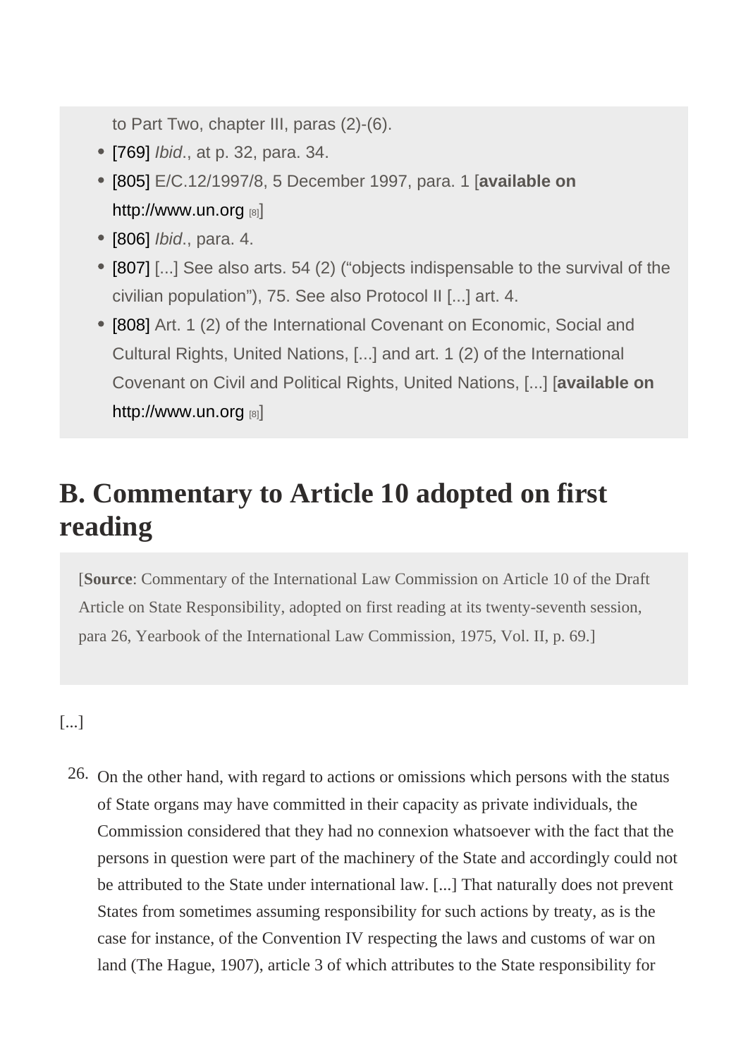to Part Two, chapter III, paras (2)-(6).

- [769] *Ibid*., at p. 32, para. 34.
- [805] E/C.12/1997/8, 5 December 1997, para. 1 [**available on** http://www.un.org [8]]
- [806] *Ibid*., para. 4.
- [807] [...] See also arts. 54 (2) ("objects indispensable to the survival of the civilian population"), 75. See also Protocol II [...] art. 4.
- [808] Art. 1 (2) of the International Covenant on Economic, Social and Cultural Rights, United Nations, [...] and art. 1 (2) of the International Covenant on Civil and Political Rights, United Nations, [...] [**available on** http://www.un.org [8]]

## B. Commentary to Article 10 adopted on first reading

[**Source**: Commentary of the International Law Commission on Article 10 of the Draft Article on State Responsibility, adopted on first reading at its twenty-seventh session, para 26, Yearbook of the International Law Commission, 1975, Vol. II, p. 69.]

[...]

26. On the other hand, with regard to actions or omissions which persons with the status of State organs may have committed in their capacity as private individuals, the Commission considered that they had no connexion whatsoever with the fact that the persons in question were part of the machinery of the State and accordingly could not be attributed to the State under international law. [...] That naturally does not prevent States from sometimes assuming responsibility for such actions by treaty, as is the case for instance, of the Convention IV respecting the laws and customs of war on land (The Hague, 1907), article 3 of which attributes to the State responsibility for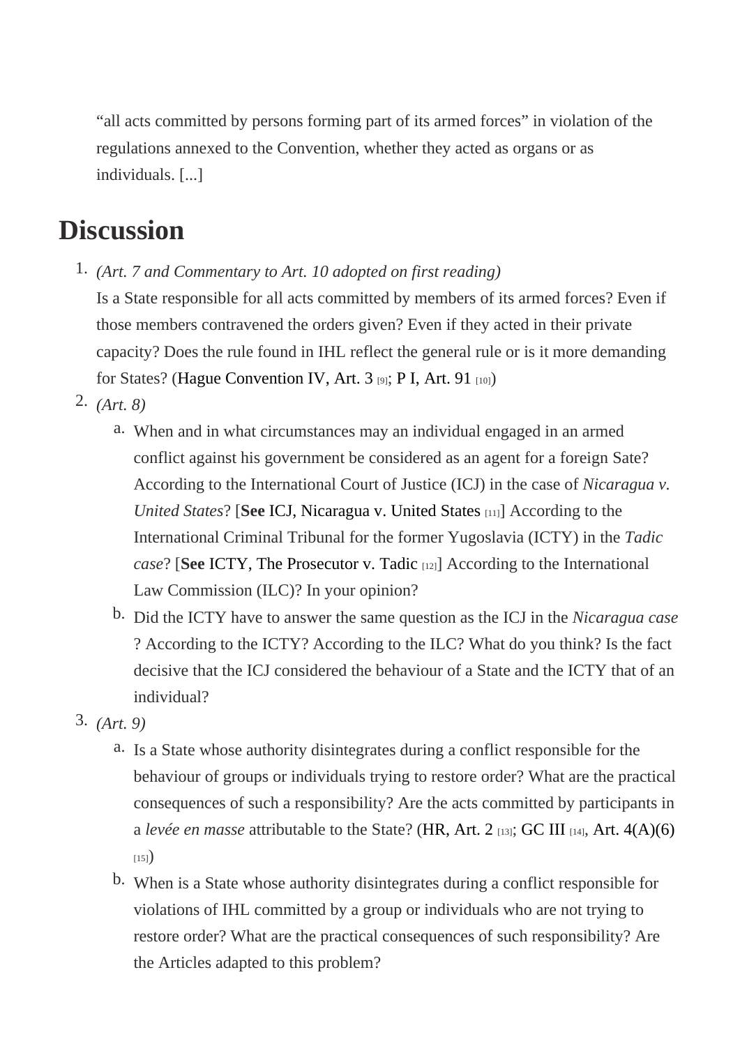"all acts committed by persons forming part of its armed forces" in violation of the regulations annexed to the Convention, whether they acted as organs or as individuals. [...]

# Discussion

1. *(Art. 7 and Commentary to Art. 10 adopted on first reading)*
   Is a State responsible for all acts committed by members of its armed forces? Even if those members contravened the orders given? Even if they acted in their private capacity? Does the rule found in IHL reflect the general rule or is it more demanding for States? (Hague Convention IV, Art. 3 [9]; P I, Art. 91 [10])
2. *(Art. 8)*
   a. When and in what circumstances may an individual engaged in an armed conflict against his government be considered as an agent for a foreign Sate? According to the International Court of Justice (ICJ) in the case of *Nicaragua v. United States*? [**See** ICJ, Nicaragua v. United States [11]] According to the International Criminal Tribunal for the former Yugoslavia (ICTY) in the *Tadic case*? [**See** ICTY, The Prosecutor v. Tadic [12]] According to the International Law Commission (ILC)? In your opinion?
   b. Did the ICTY have to answer the same question as the ICJ in the *Nicaragua case*? According to the ICTY? According to the ILC? What do you think? Is the fact decisive that the ICJ considered the behaviour of a State and the ICTY that of an individual?
3. *(Art. 9)*
   a. Is a State whose authority disintegrates during a conflict responsible for the behaviour of groups or individuals trying to restore order? What are the practical consequences of such a responsibility? Are the acts committed by participants in a *levée en masse* attributable to the State? (HR, Art. 2 [13]; GC III [14], Art. 4(A)(6) [15])
   b. When is a State whose authority disintegrates during a conflict responsible for violations of IHL committed by a group or individuals who are not trying to restore order? What are the practical consequences of such responsibility? Are the Articles adapted to this problem?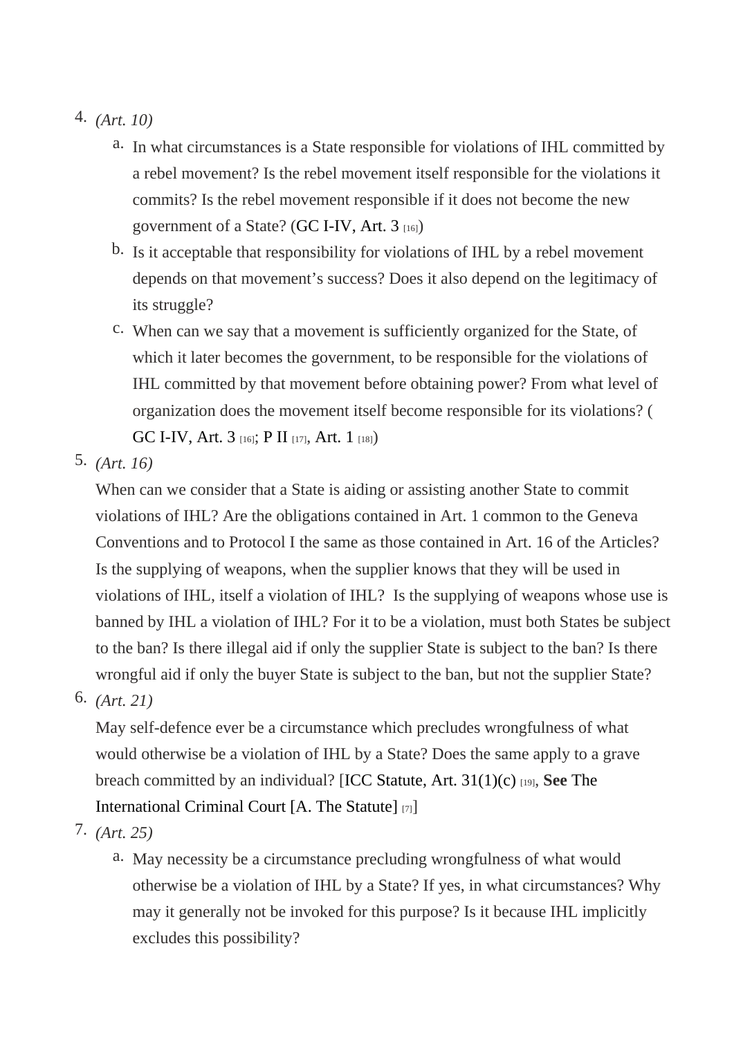4. *(Art. 10)*
    a. In what circumstances is a State responsible for violations of IHL committed by a rebel movement? Is the rebel movement itself responsible for the violations it commits? Is the rebel movement responsible if it does not become the new government of a State? (GC I-IV, Art. 3 [16])
    b. Is it acceptable that responsibility for violations of IHL by a rebel movement depends on that movement's success? Does it also depend on the legitimacy of its struggle?
    c. When can we say that a movement is sufficiently organized for the State, of which it later becomes the government, to be responsible for the violations of IHL committed by that movement before obtaining power? From what level of organization does the movement itself become responsible for its violations? (GC I-IV, Art. 3 [16]; P II [17], Art. 1 [18])
5. *(Art. 16)*

    When can we consider that a State is aiding or assisting another State to commit violations of IHL? Are the obligations contained in Art. 1 common to the Geneva Conventions and to Protocol I the same as those contained in Art. 16 of the Articles? Is the supplying of weapons, when the supplier knows that they will be used in violations of IHL, itself a violation of IHL? Is the supplying of weapons whose use is banned by IHL a violation of IHL? For it to be a violation, must both States be subject to the ban? Is there illegal aid if only the supplier State is subject to the ban? Is there wrongful aid if only the buyer State is subject to the ban, but not the supplier State?
6. *(Art. 21)*

    May self-defence ever be a circumstance which precludes wrongfulness of what would otherwise be a violation of IHL by a State? Does the same apply to a grave breach committed by an individual? [ICC Statute, Art. 31(1)(c) [19], **See** The International Criminal Court [A. The Statute] [7]]
7. *(Art. 25)*
    a. May necessity be a circumstance precluding wrongfulness of what would otherwise be a violation of IHL by a State? If yes, in what circumstances? Why may it generally not be invoked for this purpose? Is it because IHL implicitly excludes this possibility?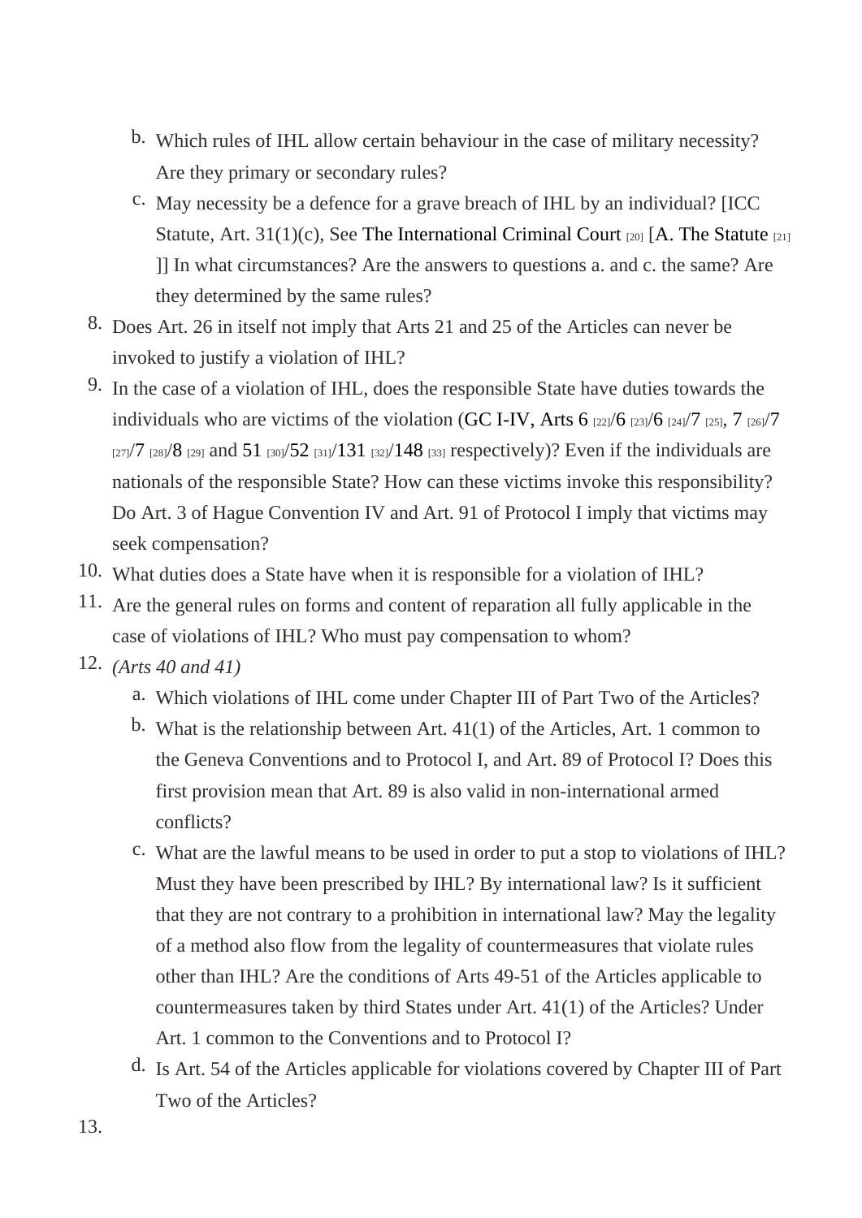b. Which rules of IHL allow certain behaviour in the case of military necessity? Are they primary or secondary rules?
c. May necessity be a defence for a grave breach of IHL by an individual? [ICC Statute, Art. 31(1)(c), See The International Criminal Court [20] [A. The Statute [21] ]] In what circumstances? Are the answers to questions a. and c. the same? Are they determined by the same rules?

8. Does Art. 26 in itself not imply that Arts 21 and 25 of the Articles can never be invoked to justify a violation of IHL?
9. In the case of a violation of IHL, does the responsible State have duties towards the individuals who are victims of the violation (GC I-IV, Arts 6 [22]/6 [23]/6 [24]/7 [25], 7 [26]/7 [27]/7 [28]/8 [29] and 51 [30]/52 [31]/131 [32]/148 [33] respectively)? Even if the individuals are nationals of the responsible State? How can these victims invoke this responsibility? Do Art. 3 of Hague Convention IV and Art. 91 of Protocol I imply that victims may seek compensation?
10. What duties does a State have when it is responsible for a violation of IHL?
11. Are the general rules on forms and content of reparation all fully applicable in the case of violations of IHL? Who must pay compensation to whom?
12. *(Arts 40 and 41)*
    a. Which violations of IHL come under Chapter III of Part Two of the Articles?
    b. What is the relationship between Art. 41(1) of the Articles, Art. 1 common to the Geneva Conventions and to Protocol I, and Art. 89 of Protocol I? Does this first provision mean that Art. 89 is also valid in non-international armed conflicts?
    c. What are the lawful means to be used in order to put a stop to violations of IHL? Must they have been prescribed by IHL? By international law? Is it sufficient that they are not contrary to a prohibition in international law? May the legality of a method also flow from the legality of countermeasures that violate rules other than IHL? Are the conditions of Arts 49-51 of the Articles applicable to countermeasures taken by third States under Art. 41(1) of the Articles? Under Art. 1 common to the Conventions and to Protocol I?
    d. Is Art. 54 of the Articles applicable for violations covered by Chapter III of Part Two of the Articles?
13.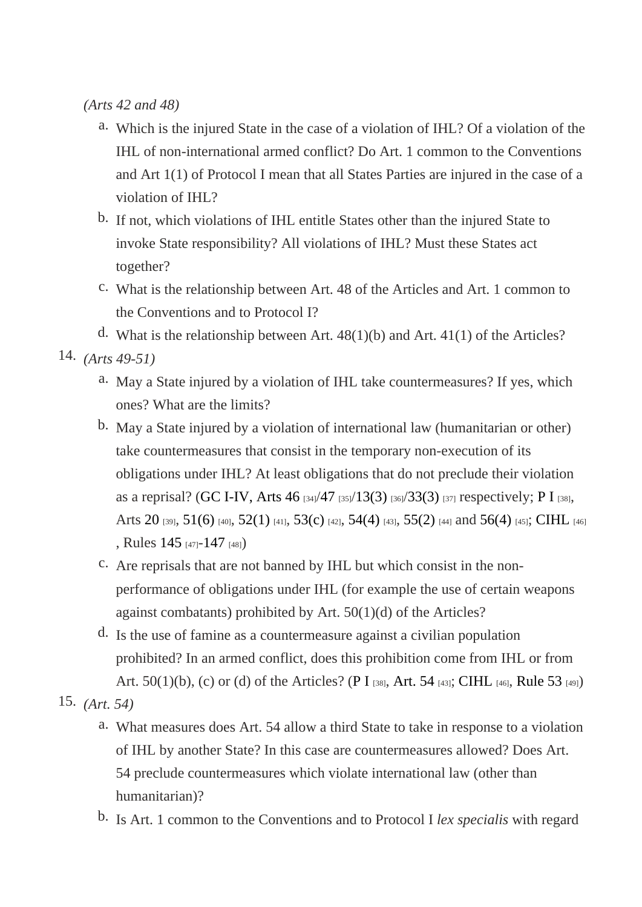*(Arts 42 and 48)*

a. Which is the injured State in the case of a violation of IHL? Of a violation of the IHL of non-international armed conflict? Do Art. 1 common to the Conventions and Art 1(1) of Protocol I mean that all States Parties are injured in the case of a violation of IHL?

b. If not, which violations of IHL entitle States other than the injured State to invoke State responsibility? All violations of IHL? Must these States act together?

c. What is the relationship between Art. 48 of the Articles and Art. 1 common to the Conventions and to Protocol I?

d. What is the relationship between Art. 48(1)(b) and Art. 41(1) of the Articles?

14. *(Arts 49-51)*

a. May a State injured by a violation of IHL take countermeasures? If yes, which ones? What are the limits?

b. May a State injured by a violation of international law (humanitarian or other) take countermeasures that consist in the temporary non-execution of its obligations under IHL? At least obligations that do not preclude their violation as a reprisal? (GC I-IV, Arts 46 [34]/47 [35]/13(3) [36]/33(3) [37] respectively; P I [38], Arts 20 [39], 51(6) [40], 52(1) [41], 53(c) [42], 54(4) [43], 55(2) [44] and 56(4) [45]; CIHL [46], Rules 145 [47]-147 [48])

c. Are reprisals that are not banned by IHL but which consist in the non-performance of obligations under IHL (for example the use of certain weapons against combatants) prohibited by Art. 50(1)(d) of the Articles?

d. Is the use of famine as a countermeasure against a civilian population prohibited? In an armed conflict, does this prohibition come from IHL or from Art. 50(1)(b), (c) or (d) of the Articles? (P I [38], Art. 54 [43]; CIHL [46], Rule 53 [49])

15. *(Art. 54)*

a. What measures does Art. 54 allow a third State to take in response to a violation of IHL by another State? In this case are countermeasures allowed? Does Art. 54 preclude countermeasures which violate international law (other than humanitarian)?

b. Is Art. 1 common to the Conventions and to Protocol I *lex specialis* with regard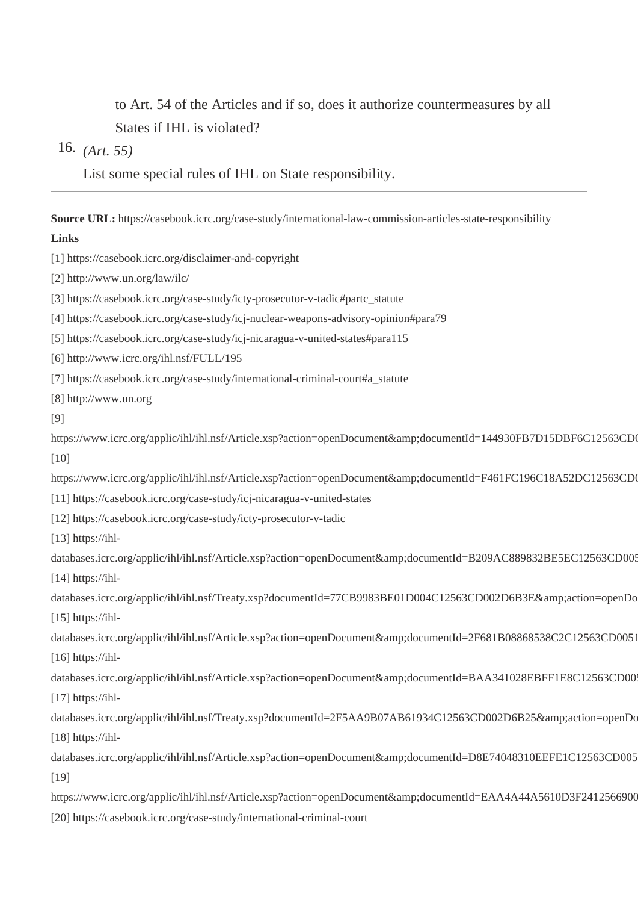to Art. 54 of the Articles and if so, does it authorize countermeasures by all States if IHL is violated?

16. *(Art. 55)*

    List some special rules of IHL on State responsibility.

---

**Source URL:** https://casebook.icrc.org/case-study/international-law-commission-articles-state-responsibility

**Links**

[1] https://casebook.icrc.org/disclaimer-and-copyright

[2] http://www.un.org/law/ilc/

[3] https://casebook.icrc.org/case-study/icty-prosecutor-v-tadic#partc_statute

[4] https://casebook.icrc.org/case-study/icj-nuclear-weapons-advisory-opinion#para79

[5] https://casebook.icrc.org/case-study/icj-nicaragua-v-united-states#para115

[6] http://www.icrc.org/ihl.nsf/FULL/195

[7] https://casebook.icrc.org/case-study/international-criminal-court#a_statute

[8] http://www.un.org

[9] https://www.icrc.org/applic/ihl/ihl.nsf/Article.xsp?action=openDocument&amp;documentId=144930FB7D15DBF6C12563CD0

[10] https://www.icrc.org/applic/ihl/ihl.nsf/Article.xsp?action=openDocument&amp;documentId=F461FC196C18A52DC12563CD0

[11] https://casebook.icrc.org/case-study/icj-nicaragua-v-united-states

[12] https://casebook.icrc.org/case-study/icty-prosecutor-v-tadic

[13] https://ihl-databases.icrc.org/applic/ihl/ihl.nsf/Article.xsp?action=openDocument&amp;documentId=B209AC889832BE5EC12563CD005

[14] https://ihl-databases.icrc.org/applic/ihl/ihl.nsf/Treaty.xsp?documentId=77CB9983BE01D004C12563CD002D6B3E&amp;action=openDo

[15] https://ihl-databases.icrc.org/applic/ihl/ihl.nsf/Article.xsp?action=openDocument&amp;documentId=2F681B08868538C2C12563CD0051

[16] https://ihl-databases.icrc.org/applic/ihl/ihl.nsf/Article.xsp?action=openDocument&amp;documentId=BAA341028EBFF1E8C12563CD005

[17] https://ihl-databases.icrc.org/applic/ihl/ihl.nsf/Treaty.xsp?documentId=2F5AA9B07AB61934C12563CD002D6B25&amp;action=openDo

[18] https://ihl-databases.icrc.org/applic/ihl/ihl.nsf/Article.xsp?action=openDocument&amp;documentId=D8E74048310EEFE1C12563CD005

[19] https://www.icrc.org/applic/ihl/ihl.nsf/Article.xsp?action=openDocument&amp;documentId=EAA4A44A5610D3F2412566900

[20] https://casebook.icrc.org/case-study/international-criminal-court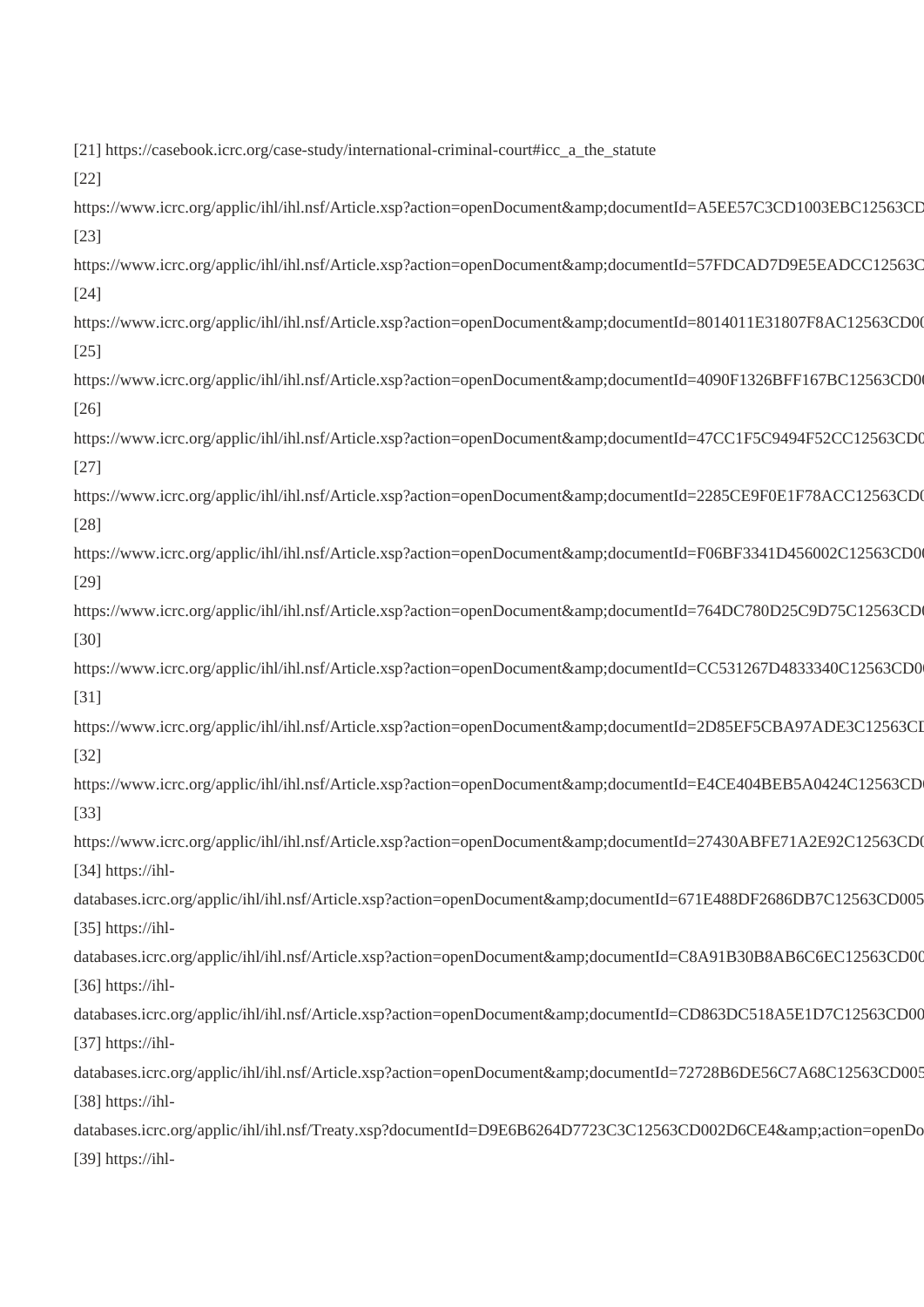[21] https://casebook.icrc.org/case-study/international-criminal-court#icc_a_the_statute

[22]

https://www.icrc.org/applic/ihl/ihl.nsf/Article.xsp?action=openDocument&amp;documentId=A5EE57C3CD1003EBC12563CD

[23]

https://www.icrc.org/applic/ihl/ihl.nsf/Article.xsp?action=openDocument&amp;documentId=57FDCAD7D9E5EADCC12563C

[24]

https://www.icrc.org/applic/ihl/ihl.nsf/Article.xsp?action=openDocument&amp;documentId=8014011E31807F8AC12563CD0

[25]

https://www.icrc.org/applic/ihl/ihl.nsf/Article.xsp?action=openDocument&amp;documentId=4090F1326BFF167BC12563CD0

[26]

https://www.icrc.org/applic/ihl/ihl.nsf/Article.xsp?action=openDocument&amp;documentId=47CC1F5C9494F52CC12563CD0

[27]

https://www.icrc.org/applic/ihl/ihl.nsf/Article.xsp?action=openDocument&amp;documentId=2285CE9F0E1F78ACC12563CD0

[28]

https://www.icrc.org/applic/ihl/ihl.nsf/Article.xsp?action=openDocument&amp;documentId=F06BF3341D456002C12563CD0

[29]

https://www.icrc.org/applic/ihl/ihl.nsf/Article.xsp?action=openDocument&amp;documentId=764DC780D25C9D75C12563CD0

[30]

https://www.icrc.org/applic/ihl/ihl.nsf/Article.xsp?action=openDocument&amp;documentId=CC531267D4833340C12563CD0

[31]

https://www.icrc.org/applic/ihl/ihl.nsf/Article.xsp?action=openDocument&amp;documentId=2D85EF5CBA97ADE3C12563CD

[32]

https://www.icrc.org/applic/ihl/ihl.nsf/Article.xsp?action=openDocument&amp;documentId=E4CE404BEB5A0424C12563CD0

[33]

https://www.icrc.org/applic/ihl/ihl.nsf/Article.xsp?action=openDocument&amp;documentId=27430ABFE71A2E92C12563CD0

[34] https://ihl-

databases.icrc.org/applic/ihl/ihl.nsf/Article.xsp?action=openDocument&amp;documentId=671E488DF2686DB7C12563CD005

[35] https://ihl-

databases.icrc.org/applic/ihl/ihl.nsf/Article.xsp?action=openDocument&amp;documentId=C8A91B30B8AB6C6EC12563CD00

[36] https://ihl-

databases.icrc.org/applic/ihl/ihl.nsf/Article.xsp?action=openDocument&amp;documentId=CD863DC518A5E1D7C12563CD00

[37] https://ihl-

databases.icrc.org/applic/ihl/ihl.nsf/Article.xsp?action=openDocument&amp;documentId=72728B6DE56C7A68C12563CD005

[38] https://ihl-

databases.icrc.org/applic/ihl/ihl.nsf/Treaty.xsp?documentId=D9E6B6264D7723C3C12563CD002D6CE4&amp;action=openDo

[39] https://ihl-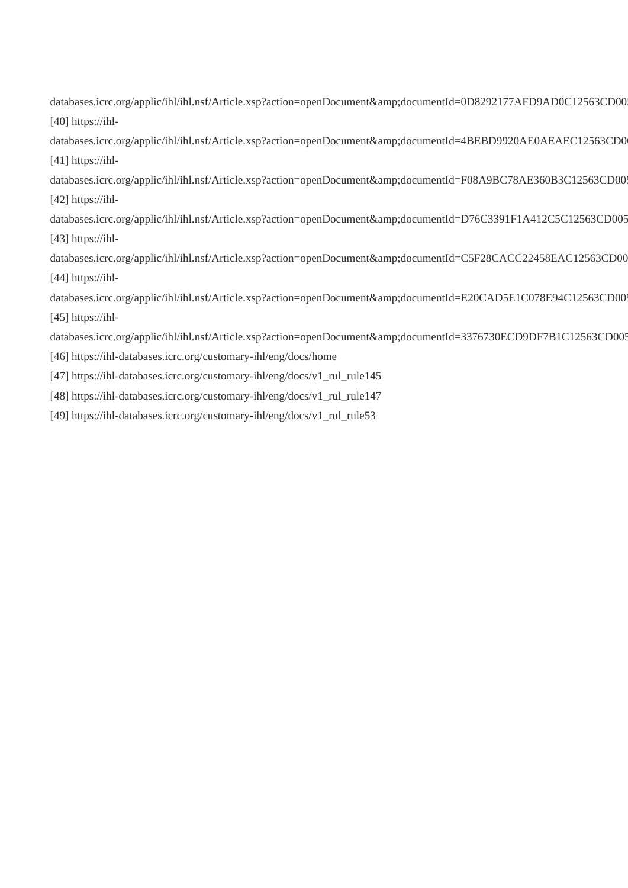databases.icrc.org/applic/ihl/ihl.nsf/Article.xsp?action=openDocument&amp;documentId=0D8292177AFD9AD0C12563CD00

[40] https://ihl-databases.icrc.org/applic/ihl/ihl.nsf/Article.xsp?action=openDocument&amp;documentId=4BEBD9920AE0AEAEC12563CD0

[41] https://ihl-databases.icrc.org/applic/ihl/ihl.nsf/Article.xsp?action=openDocument&amp;documentId=F08A9BC78AE360B3C12563CD00

[42] https://ihl-databases.icrc.org/applic/ihl/ihl.nsf/Article.xsp?action=openDocument&amp;documentId=D76C3391F1A412C5C12563CD005

[43] https://ihl-databases.icrc.org/applic/ihl/ihl.nsf/Article.xsp?action=openDocument&amp;documentId=C5F28CACC22458EAC12563CD00

[44] https://ihl-databases.icrc.org/applic/ihl/ihl.nsf/Article.xsp?action=openDocument&amp;documentId=E20CAD5E1C078E94C12563CD00

[45] https://ihl-databases.icrc.org/applic/ihl/ihl.nsf/Article.xsp?action=openDocument&amp;documentId=3376730ECD9DF7B1C12563CD005

[46] https://ihl-databases.icrc.org/customary-ihl/eng/docs/home

[47] https://ihl-databases.icrc.org/customary-ihl/eng/docs/v1_rul_rule145

[48] https://ihl-databases.icrc.org/customary-ihl/eng/docs/v1_rul_rule147

[49] https://ihl-databases.icrc.org/customary-ihl/eng/docs/v1_rul_rule53